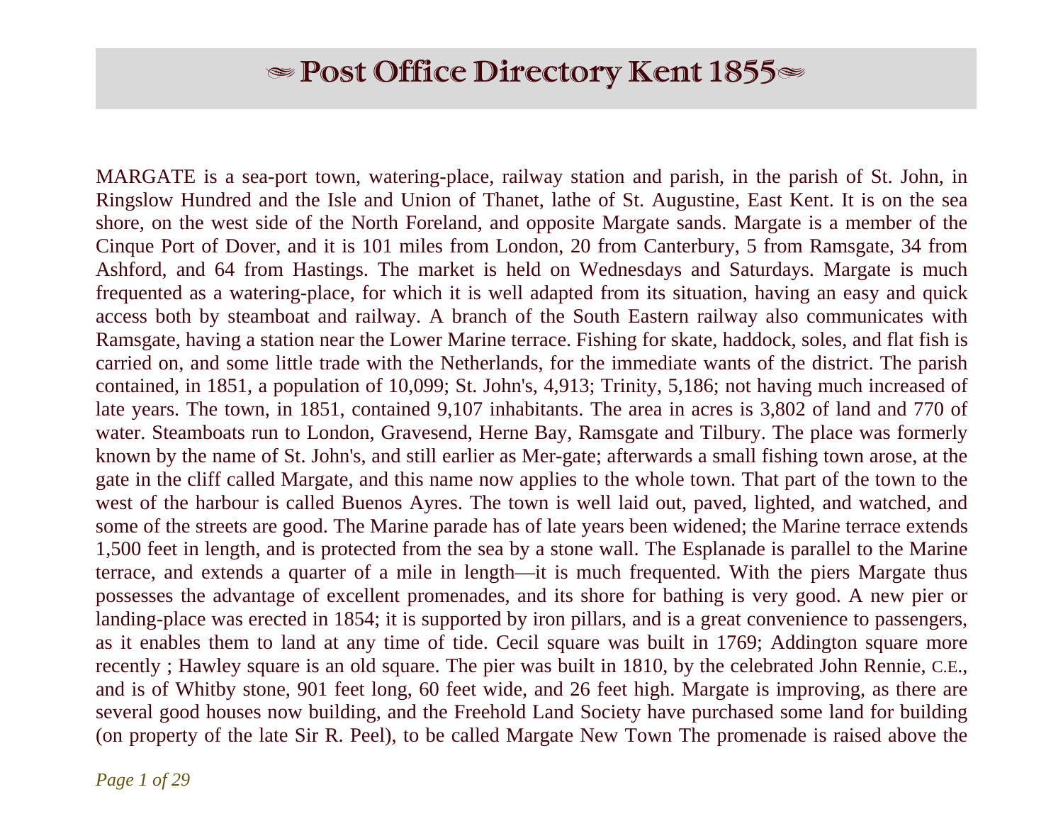# ✒ Post Office Directory Kent 1855 ✒

MARGATE is a sea-port town, watering-place, railway station and parish, in the parish of St. John, in Ringslow Hundred and the Isle and Union of Thanet, lathe of St. Augustine, East Kent. It is on the sea shore, on the west side of the North Foreland, and opposite Margate sands. Margate is a member of the Cinque Port of Dover, and it is 101 miles from London, 20 from Canterbury, 5 from Ramsgate, 34 from Ashford, and 64 from Hastings. The market is held on Wednesdays and Saturdays. Margate is much frequented as a watering-place, for which it is well adapted from its situation, having an easy and quick access both by steamboat and railway. A branch of the South Eastern railway also communicates with Ramsgate, having a station near the Lower Marine terrace. Fishing for skate, haddock, soles, and flat fish is carried on, and some little trade with the Netherlands, for the immediate wants of the district. The parish contained, in 1851, a population of 10,099; St. John's, 4,913; Trinity, 5,186; not having much increased of late years. The town, in 1851, contained 9,107 inhabitants. The area in acres is 3,802 of land and 770 of water. Steamboats run to London, Gravesend, Herne Bay, Ramsgate and Tilbury. The place was formerly known by the name of St. John's, and still earlier as Mer-gate; afterwards a small fishing town arose, at the gate in the cliff called Margate, and this name now applies to the whole town. That part of the town to the west of the harbour is called Buenos Ayres. The town is well laid out, paved, lighted, and watched, and some of the streets are good. The Marine parade has of late years been widened; the Marine terrace extends 1,500 feet in length, and is protected from the sea by a stone wall. The Esplanade is parallel to the Marine terrace, and extends a quarter of a mile in length—it is much frequented. With the piers Margate thus possesses the advantage of excellent promenades, and its shore for bathing is very good. A new pier or landing-place was erected in 1854; it is supported by iron pillars, and is a great convenience to passengers, as it enables them to land at any time of tide. Cecil square was built in 1769; Addington square more recently ; Hawley square is an old square. The pier was built in 1810, by the celebrated John Rennie, C.E., and is of Whitby stone, 901 feet long, 60 feet wide, and 26 feet high. Margate is improving, as there are several good houses now building, and the Freehold Land Society have purchased some land for building (on property of the late Sir R. Peel), to be called Margate New Town The promenade is raised above the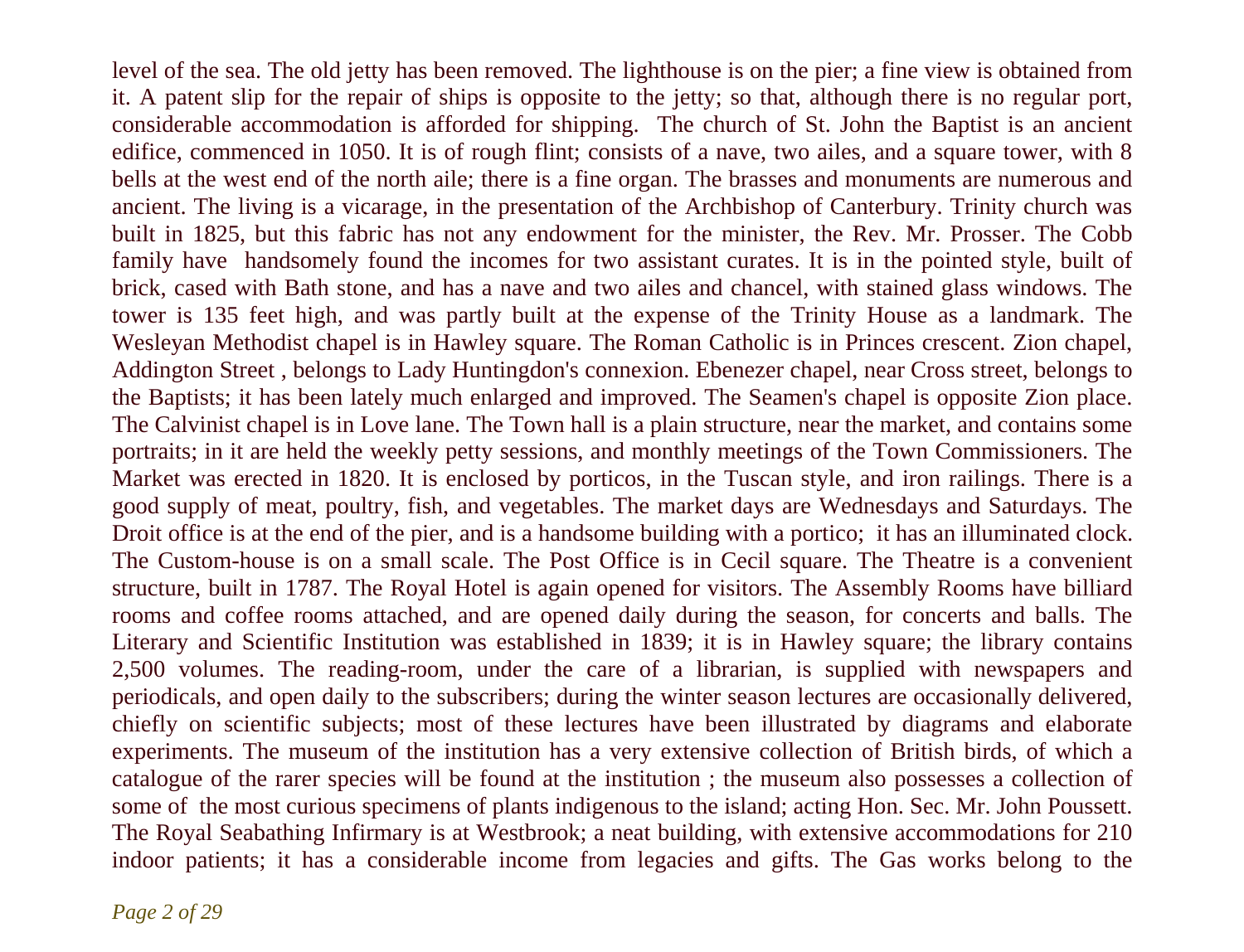level of the sea. The old jetty has been removed. The lighthouse is on the pier; a fine view is obtained from it. A patent slip for the repair of ships is opposite to the jetty; so that, although there is no regular port, considerable accommodation is afforded for shipping. The church of St. John the Baptist is an ancient edifice, commenced in 1050. It is of rough flint; consists of a nave, two ailes, and a square tower, with 8 bells at the west end of the north aile; there is a fine organ. The brasses and monuments are numerous and ancient. The living is a vicarage, in the presentation of the Archbishop of Canterbury. Trinity church was built in 1825, but this fabric has not any endowment for the minister, the Rev. Mr. Prosser. The Cobb family have handsomely found the incomes for two assistant curates. It is in the pointed style, built of brick, cased with Bath stone, and has a nave and two ailes and chancel, with stained glass windows. The tower is 135 feet high, and was partly built at the expense of the Trinity House as a landmark. The Wesleyan Methodist chapel is in Hawley square. The Roman Catholic is in Princes crescent. Zion chapel, Addington Street , belongs to Lady Huntingdon's connexion. Ebenezer chapel, near Cross street, belongs to the Baptists; it has been lately much enlarged and improved. The Seamen's chapel is opposite Zion place. The Calvinist chapel is in Love lane. The Town hall is a plain structure, near the market, and contains some portraits; in it are held the weekly petty sessions, and monthly meetings of the Town Commissioners. The Market was erected in 1820. It is enclosed by porticos, in the Tuscan style, and iron railings. There is a good supply of meat, poultry, fish, and vegetables. The market days are Wednesdays and Saturdays. The Droit office is at the end of the pier, and is a handsome building with a portico; it has an illuminated clock. The Custom-house is on a small scale. The Post Office is in Cecil square. The Theatre is a convenient structure, built in 1787. The Royal Hotel is again opened for visitors. The Assembly Rooms have billiard rooms and coffee rooms attached, and are opened daily during the season, for concerts and balls. The Literary and Scientific Institution was established in 1839; it is in Hawley square; the library contains 2,500 volumes. The reading-room, under the care of a librarian, is supplied with newspapers and periodicals, and open daily to the subscribers; during the winter season lectures are occasionally delivered, chiefly on scientific subjects; most of these lectures have been illustrated by diagrams and elaborate experiments. The museum of the institution has a very extensive collection of British birds, of which a catalogue of the rarer species will be found at the institution ; the museum also possesses a collection of some of the most curious specimens of plants indigenous to the island; acting Hon. Sec. Mr. John Poussett. The Royal Seabathing Infirmary is at Westbrook; a neat building, with extensive accommodations for 210 indoor patients; it has a considerable income from legacies and gifts. The Gas works belong to the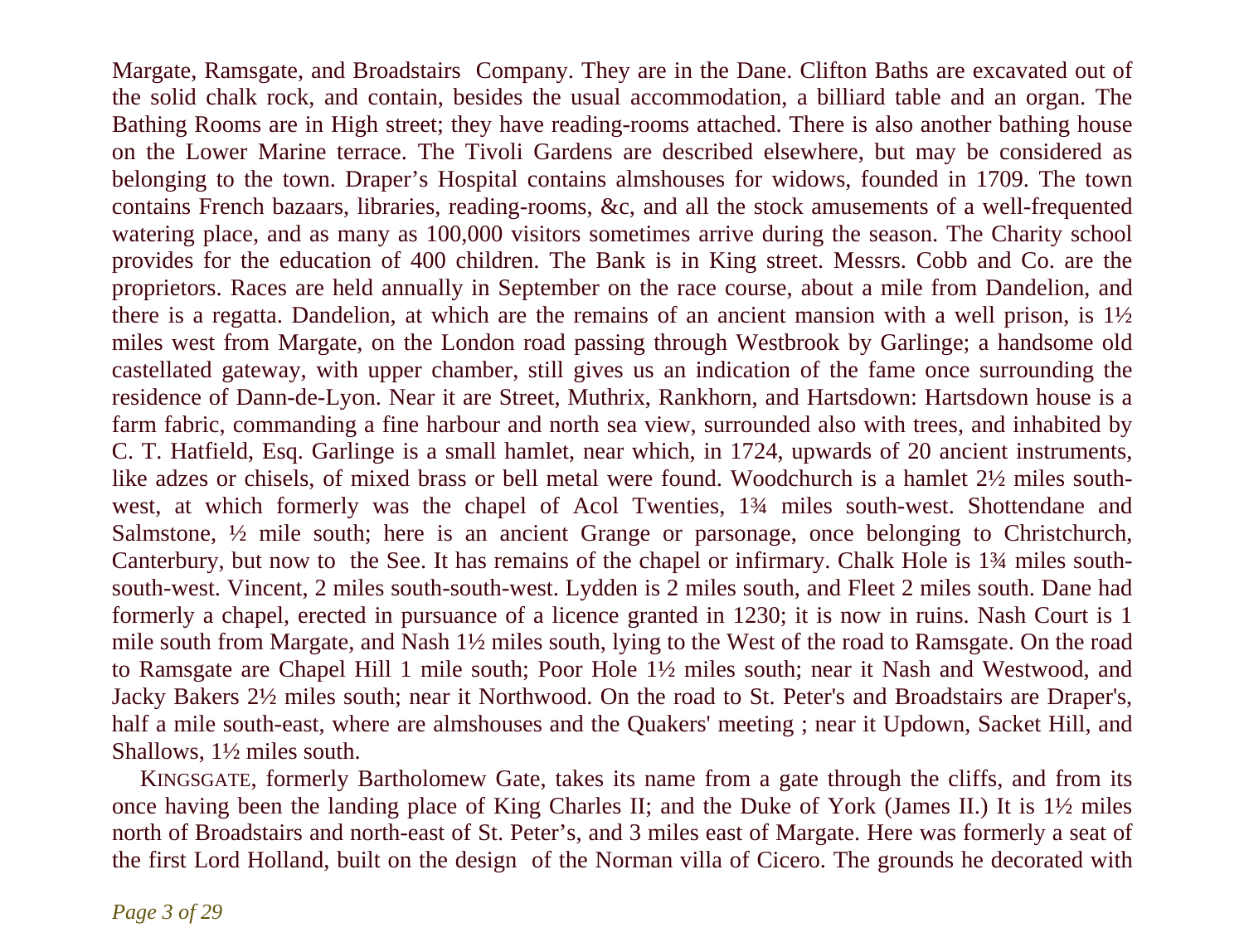Margate, Ramsgate, and Broadstairs Company. They are in the Dane. Clifton Baths are excavated out of the solid chalk rock, and contain, besides the usual accommodation, a billiard table and an organ. The Bathing Rooms are in High street; they have reading-rooms attached. There is also another bathing house on the Lower Marine terrace. The Tivoli Gardens are described elsewhere, but may be considered as belonging to the town. Draper's Hospital contains almshouses for widows, founded in 1709. The town contains French bazaars, libraries, reading-rooms, &c, and all the stock amusements of a well-frequented watering place, and as many as 100,000 visitors sometimes arrive during the season. The Charity school provides for the education of 400 children. The Bank is in King street. Messrs. Cobb and Co. are the proprietors. Races are held annually in September on the race course, about a mile from Dandelion, and there is a regatta. Dandelion, at which are the remains of an ancient mansion with a well prison, is 1½ miles west from Margate, on the London road passing through Westbrook by Garlinge; a handsome old castellated gateway, with upper chamber, still gives us an indication of the fame once surrounding the residence of Dann-de-Lyon. Near it are Street, Muthrix, Rankhorn, and Hartsdown: Hartsdown house is a farm fabric, commanding a fine harbour and north sea view, surrounded also with trees, and inhabited by C. T. Hatfield, Esq. Garlinge is a small hamlet, near which, in 1724, upwards of 20 ancient instruments, like adzes or chisels, of mixed brass or bell metal were found. Woodchurch is a hamlet 2½ miles south-west, at which formerly was the chapel of Acol Twenties, 1¾ miles south-west. Shottendane and Salmstone, ½ mile south; here is an ancient Grange or parsonage, once belonging to Christchurch, Canterbury, but now to the See. It has remains of the chapel or infirmary. Chalk Hole is 1¾ miles south-south-west. Vincent, 2 miles south-south-west. Lydden is 2 miles south, and Fleet 2 miles south. Dane had formerly a chapel, erected in pursuance of a licence granted in 1230; it is now in ruins. Nash Court is 1 mile south from Margate, and Nash 1½ miles south, lying to the West of the road to Ramsgate. On the road to Ramsgate are Chapel Hill 1 mile south; Poor Hole 1½ miles south; near it Nash and Westwood, and Jacky Bakers 2½ miles south; near it Northwood. On the road to St. Peter's and Broadstairs are Draper's, half a mile south-east, where are almshouses and the Quakers' meeting ; near it Updown, Sacket Hill, and Shallows, 1½ miles south.

KINGSGATE, formerly Bartholomew Gate, takes its name from a gate through the cliffs, and from its once having been the landing place of King Charles II; and the Duke of York (James II.) It is 1½ miles north of Broadstairs and north-east of St. Peter's, and 3 miles east of Margate. Here was formerly a seat of the first Lord Holland, built on the design of the Norman villa of Cicero. The grounds he decorated with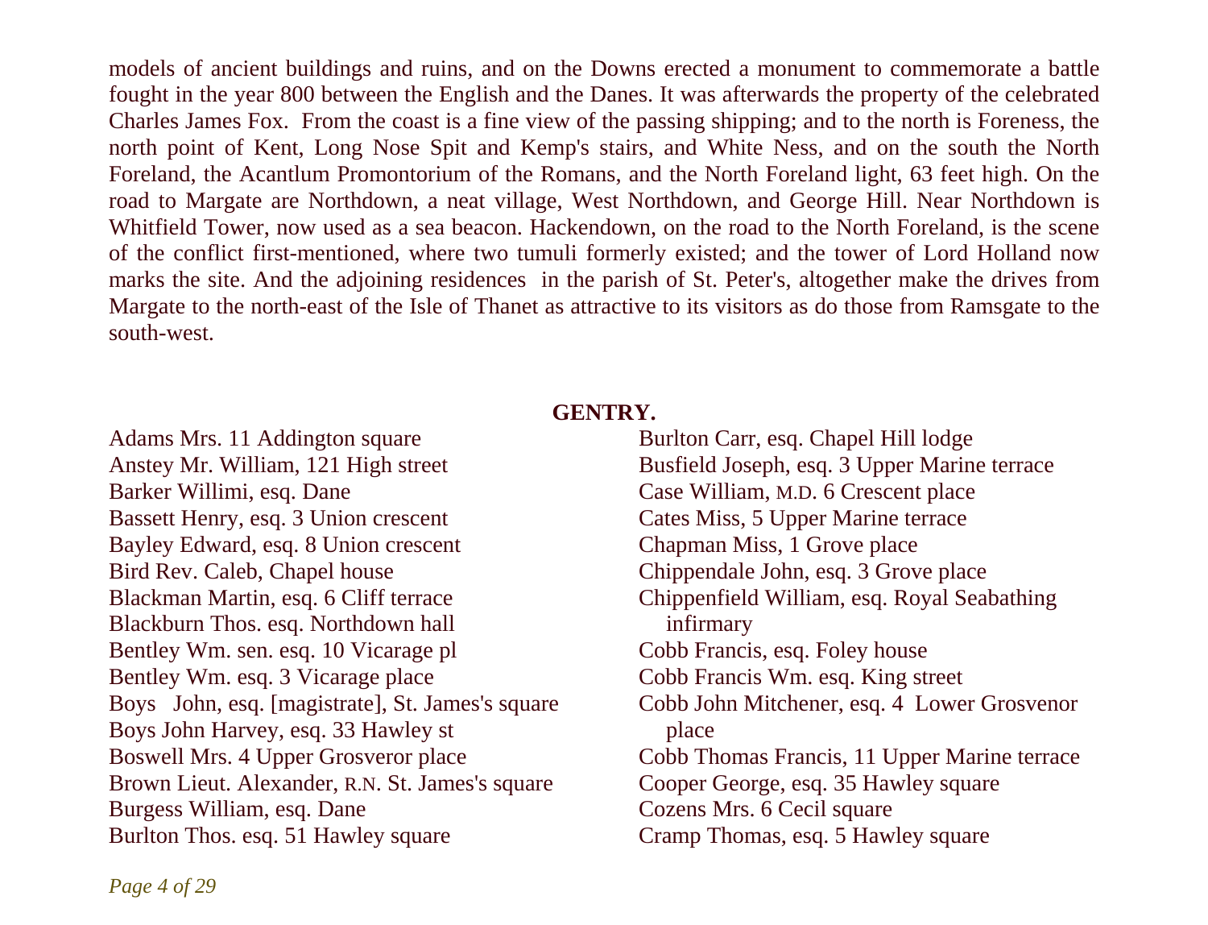models of ancient buildings and ruins, and on the Downs erected a monument to commemorate a battle fought in the year 800 between the English and the Danes. It was afterwards the property of the celebrated Charles James Fox. From the coast is a fine view of the passing shipping; and to the north is Foreness, the north point of Kent, Long Nose Spit and Kemp's stairs, and White Ness, and on the south the North Foreland, the Acantlum Promontorium of the Romans, and the North Foreland light, 63 feet high. On the road to Margate are Northdown, a neat village, West Northdown, and George Hill. Near Northdown is Whitfield Tower, now used as a sea beacon. Hackendown, on the road to the North Foreland, is the scene of the conflict first-mentioned, where two tumuli formerly existed; and the tower of Lord Holland now marks the site. And the adjoining residences in the parish of St. Peter's, altogether make the drives from Margate to the north-east of the Isle of Thanet as attractive to its visitors as do those from Ramsgate to the south-west.

## GENTRY.

Adams Mrs. 11 Addington square
Anstey Mr. William, 121 High street
Barker Willimi, esq. Dane
Bassett Henry, esq. 3 Union crescent
Bayley Edward, esq. 8 Union crescent
Bird Rev. Caleb, Chapel house
Blackman Martin, esq. 6 Cliff terrace
Blackburn Thos. esq. Northdown hall
Bentley Wm. sen. esq. 10 Vicarage pl
Bentley Wm. esq. 3 Vicarage place
Boys John, esq. [magistrate], St. James's square
Boys John Harvey, esq. 33 Hawley st
Boswell Mrs. 4 Upper Grosveror place
Brown Lieut. Alexander, R.N. St. James's square
Burgess William, esq. Dane
Burlton Thos. esq. 51 Hawley square
Burlton Carr, esq. Chapel Hill lodge
Busfield Joseph, esq. 3 Upper Marine terrace
Case William, M.D. 6 Crescent place
Cates Miss, 5 Upper Marine terrace
Chapman Miss, 1 Grove place
Chippendale John, esq. 3 Grove place
Chippenfield William, esq. Royal Seabathing infirmary
Cobb Francis, esq. Foley house
Cobb Francis Wm. esq. King street
Cobb John Mitchener, esq. 4 Lower Grosvenor place
Cobb Thomas Francis, 11 Upper Marine terrace
Cooper George, esq. 35 Hawley square
Cozens Mrs. 6 Cecil square
Cramp Thomas, esq. 5 Hawley square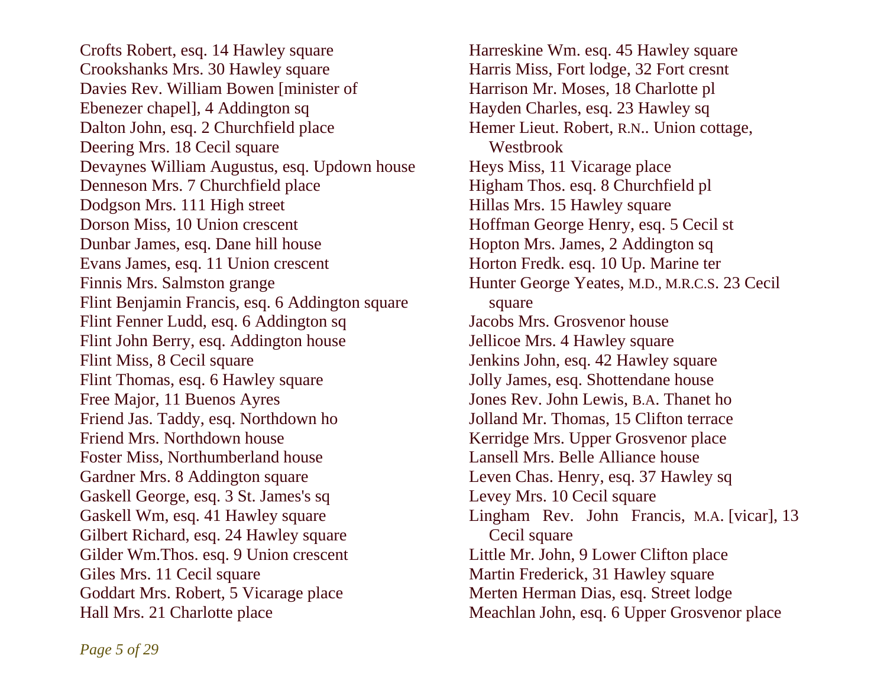Crofts Robert, esq. 14 Hawley square
Crookshanks Mrs. 30 Hawley square
Davies Rev. William Bowen [minister of Ebenezer chapel], 4 Addington sq
Dalton John, esq. 2 Churchfield place
Deering Mrs. 18 Cecil square
Devaynes William Augustus, esq. Updown house
Denneson Mrs. 7 Churchfield place
Dodgson Mrs. 111 High street
Dorson Miss, 10 Union crescent
Dunbar James, esq. Dane hill house
Evans James, esq. 11 Union crescent
Finnis Mrs. Salmston grange
Flint Benjamin Francis, esq. 6 Addington square
Flint Fenner Ludd, esq. 6 Addington sq
Flint John Berry, esq. Addington house
Flint Miss, 8 Cecil square
Flint Thomas, esq. 6 Hawley square
Free Major, 11 Buenos Ayres
Friend Jas. Taddy, esq. Northdown ho
Friend Mrs. Northdown house
Foster Miss, Northumberland house
Gardner Mrs. 8 Addington square
Gaskell George, esq. 3 St. James's sq
Gaskell Wm, esq. 41 Hawley square
Gilbert Richard, esq. 24 Hawley square
Gilder Wm.Thos. esq. 9 Union crescent
Giles Mrs. 11 Cecil square
Goddart Mrs. Robert, 5 Vicarage place
Hall Mrs. 21 Charlotte place
Harreskine Wm. esq. 45 Hawley square
Harris Miss, Fort lodge, 32 Fort cresnt
Harrison Mr. Moses, 18 Charlotte pl
Hayden Charles, esq. 23 Hawley sq
Hemer Lieut. Robert, R.N.. Union cottage, Westbrook
Heys Miss, 11 Vicarage place
Higham Thos. esq. 8 Churchfield pl
Hillas Mrs. 15 Hawley square
Hoffman George Henry, esq. 5 Cecil st
Hopton Mrs. James, 2 Addington sq
Horton Fredk. esq. 10 Up. Marine ter
Hunter George Yeates, M.D., M.R.C.S. 23 Cecil square
Jacobs Mrs. Grosvenor house
Jellicoe Mrs. 4 Hawley square
Jenkins John, esq. 42 Hawley square
Jolly James, esq. Shottendane house
Jones Rev. John Lewis, B.A. Thanet ho
Jolland Mr. Thomas, 15 Clifton terrace
Kerridge Mrs. Upper Grosvenor place
Lansell Mrs. Belle Alliance house
Leven Chas. Henry, esq. 37 Hawley sq
Levey Mrs. 10 Cecil square
Lingham Rev. John Francis, M.A. [vicar], 13 Cecil square
Little Mr. John, 9 Lower Clifton place
Martin Frederick, 31 Hawley square
Merten Herman Dias, esq. Street lodge
Meachlan John, esq. 6 Upper Grosvenor place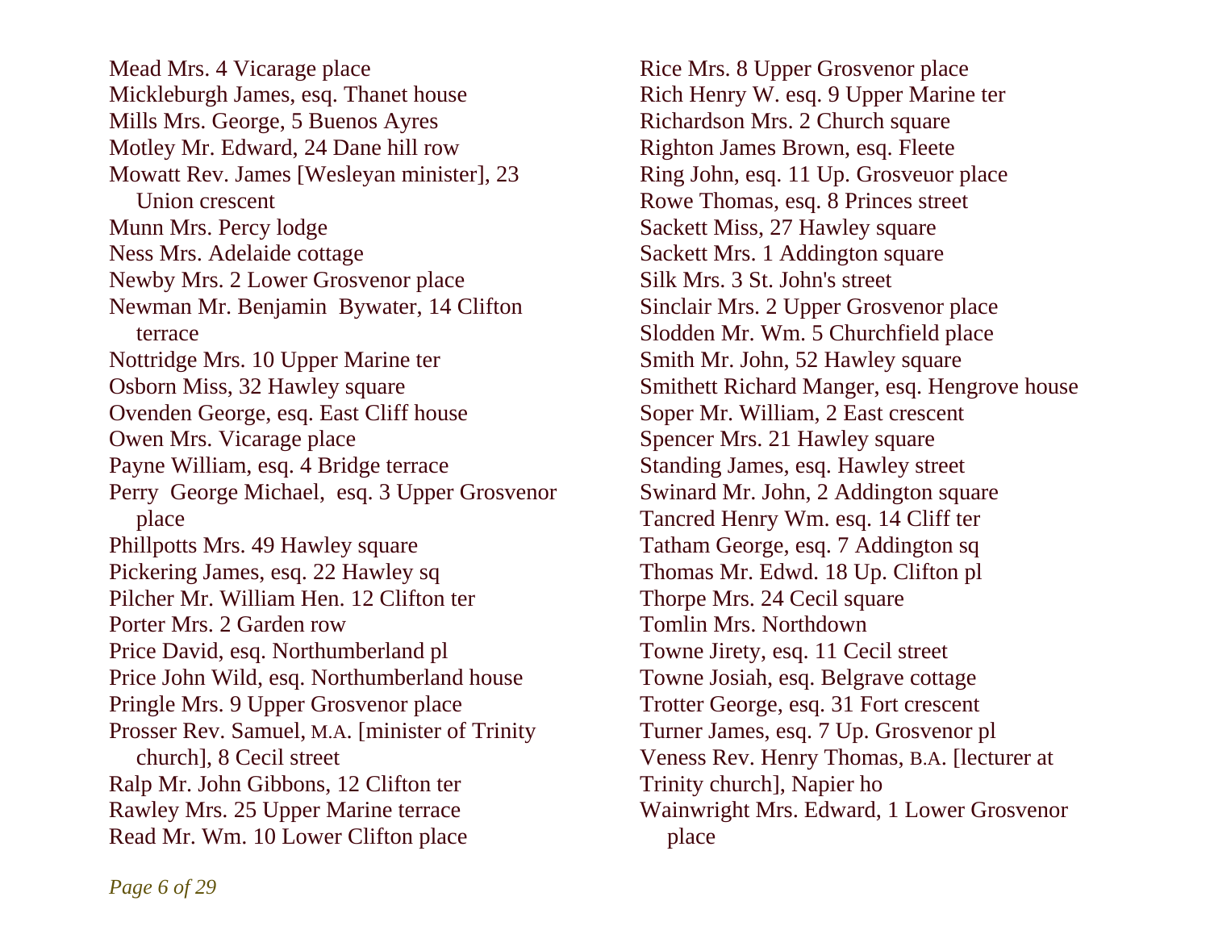Mead Mrs. 4 Vicarage place
Mickleburgh James, esq. Thanet house
Mills Mrs. George, 5 Buenos Ayres
Motley Mr. Edward, 24 Dane hill row
Mowatt Rev. James [Wesleyan minister], 23 Union crescent
Munn Mrs. Percy lodge
Ness Mrs. Adelaide cottage
Newby Mrs. 2 Lower Grosvenor place
Newman Mr. Benjamin Bywater, 14 Clifton terrace
Nottridge Mrs. 10 Upper Marine ter
Osborn Miss, 32 Hawley square
Ovenden George, esq. East Cliff house
Owen Mrs. Vicarage place
Payne William, esq. 4 Bridge terrace
Perry George Michael, esq. 3 Upper Grosvenor place
Phillpotts Mrs. 49 Hawley square
Pickering James, esq. 22 Hawley sq
Pilcher Mr. William Hen. 12 Clifton ter
Porter Mrs. 2 Garden row
Price David, esq. Northumberland pl
Price John Wild, esq. Northumberland house
Pringle Mrs. 9 Upper Grosvenor place
Prosser Rev. Samuel, M.A. [minister of Trinity church], 8 Cecil street
Ralp Mr. John Gibbons, 12 Clifton ter
Rawley Mrs. 25 Upper Marine terrace
Read Mr. Wm. 10 Lower Clifton place
Rice Mrs. 8 Upper Grosvenor place
Rich Henry W. esq. 9 Upper Marine ter
Richardson Mrs. 2 Church square
Righton James Brown, esq. Fleete
Ring John, esq. 11 Up. Grosveuor place
Rowe Thomas, esq. 8 Princes street
Sackett Miss, 27 Hawley square
Sackett Mrs. 1 Addington square
Silk Mrs. 3 St. John's street
Sinclair Mrs. 2 Upper Grosvenor place
Slodden Mr. Wm. 5 Churchfield place
Smith Mr. John, 52 Hawley square
Smithett Richard Manger, esq. Hengrove house
Soper Mr. William, 2 East crescent
Spencer Mrs. 21 Hawley square
Standing James, esq. Hawley street
Swinard Mr. John, 2 Addington square
Tancred Henry Wm. esq. 14 Cliff ter
Tatham George, esq. 7 Addington sq
Thomas Mr. Edwd. 18 Up. Clifton pl
Thorpe Mrs. 24 Cecil square
Tomlin Mrs. Northdown
Towne Jirety, esq. 11 Cecil street
Towne Josiah, esq. Belgrave cottage
Trotter George, esq. 31 Fort crescent
Turner James, esq. 7 Up. Grosvenor pl
Veness Rev. Henry Thomas, B.A. [lecturer at Trinity church], Napier ho
Wainwright Mrs. Edward, 1 Lower Grosvenor place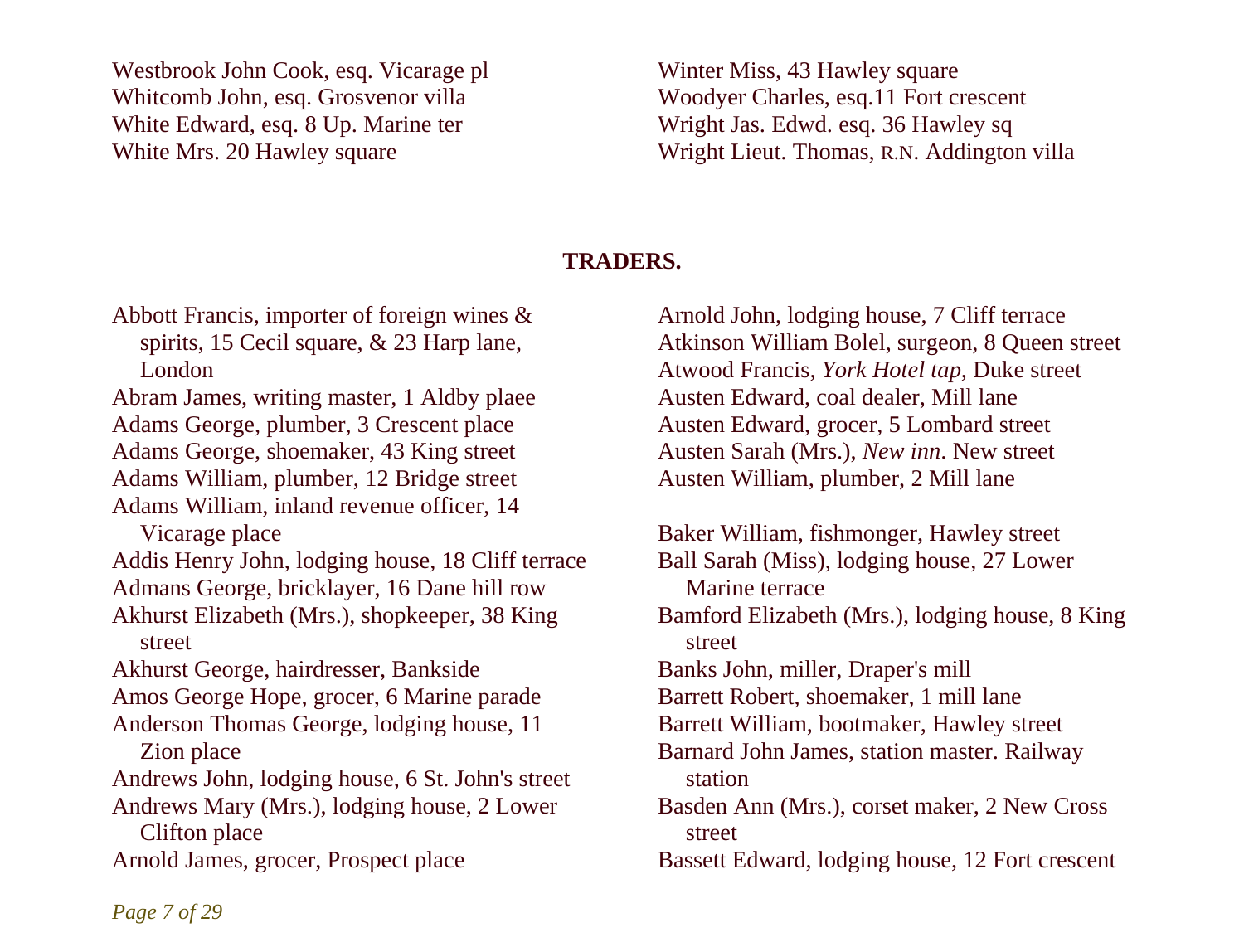Westbrook John Cook, esq. Vicarage pl
Whitcomb John, esq. Grosvenor villa
White Edward, esq. 8 Up. Marine ter
White Mrs. 20 Hawley square
Winter Miss, 43 Hawley square
Woodyer Charles, esq.11 Fort crescent
Wright Jas. Edwd. esq. 36 Hawley sq
Wright Lieut. Thomas, R.N. Addington villa

## TRADERS.

Abbott Francis, importer of foreign wines & spirits, 15 Cecil square, & 23 Harp lane, London
Abram James, writing master, 1 Aldby plaee
Adams George, plumber, 3 Crescent place
Adams George, shoemaker, 43 King street
Adams William, plumber, 12 Bridge street
Adams William, inland revenue officer, 14 Vicarage place
Addis Henry John, lodging house, 18 Cliff terrace
Admans George, bricklayer, 16 Dane hill row
Akhurst Elizabeth (Mrs.), shopkeeper, 38 King street
Akhurst George, hairdresser, Bankside
Amos George Hope, grocer, 6 Marine parade
Anderson Thomas George, lodging house, 11 Zion place
Andrews John, lodging house, 6 St. John's street
Andrews Mary (Mrs.), lodging house, 2 Lower Clifton place
Arnold James, grocer, Prospect place
Arnold John, lodging house, 7 Cliff terrace
Atkinson William Bolel, surgeon, 8 Queen street
Atwood Francis, *York Hotel tap*, Duke street
Austen Edward, coal dealer, Mill lane
Austen Edward, grocer, 5 Lombard street
Austen Sarah (Mrs.), *New inn*. New street
Austen William, plumber, 2 Mill lane

Baker William, fishmonger, Hawley street
Ball Sarah (Miss), lodging house, 27 Lower Marine terrace
Bamford Elizabeth (Mrs.), lodging house, 8 King street
Banks John, miller, Draper's mill
Barrett Robert, shoemaker, 1 mill lane
Barrett William, bootmaker, Hawley street
Barnard John James, station master. Railway station
Basden Ann (Mrs.), corset maker, 2 New Cross street
Bassett Edward, lodging house, 12 Fort crescent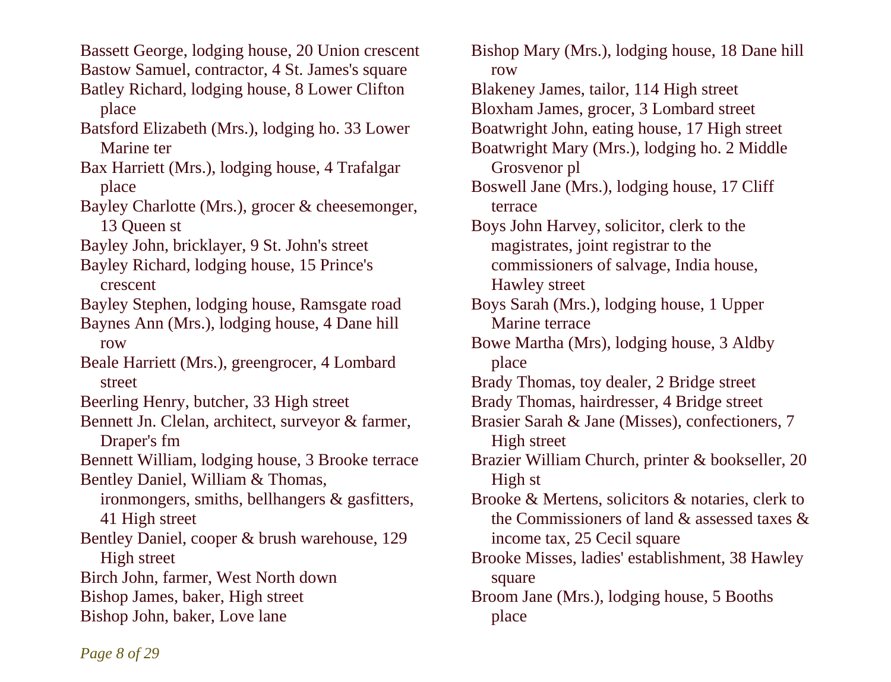Bassett George, lodging house, 20 Union crescent

Bastow Samuel, contractor, 4 St. James's square

Batley Richard, lodging house, 8 Lower Clifton place

Batsford Elizabeth (Mrs.), lodging ho. 33 Lower Marine ter

Bax Harriett (Mrs.), lodging house, 4 Trafalgar place

Bayley Charlotte (Mrs.), grocer & cheesemonger, 13 Queen st

Bayley John, bricklayer, 9 St. John's street

Bayley Richard, lodging house, 15 Prince's crescent

Bayley Stephen, lodging house, Ramsgate road

Baynes Ann (Mrs.), lodging house, 4 Dane hill row

Beale Harriett (Mrs.), greengrocer, 4 Lombard street

Beerling Henry, butcher, 33 High street

Bennett Jn. Clelan, architect, surveyor & farmer, Draper's fm

Bennett William, lodging house, 3 Brooke terrace

Bentley Daniel, William & Thomas, ironmongers, smiths, bellhangers & gasfitters, 41 High street

Bentley Daniel, cooper & brush warehouse, 129 High street

Birch John, farmer, West North down

Bishop James, baker, High street

Bishop John, baker, Love lane

Bishop Mary (Mrs.), lodging house, 18 Dane hill row

Blakeney James, tailor, 114 High street

Bloxham James, grocer, 3 Lombard street

Boatwright John, eating house, 17 High street

Boatwright Mary (Mrs.), lodging ho. 2 Middle Grosvenor pl

Boswell Jane (Mrs.), lodging house, 17 Cliff terrace

Boys John Harvey, solicitor, clerk to the magistrates, joint registrar to the commissioners of salvage, India house, Hawley street

Boys Sarah (Mrs.), lodging house, 1 Upper Marine terrace

Bowe Martha (Mrs), lodging house, 3 Aldby place

Brady Thomas, toy dealer, 2 Bridge street

Brady Thomas, hairdresser, 4 Bridge street

Brasier Sarah & Jane (Misses), confectioners, 7 High street

Brazier William Church, printer & bookseller, 20 High st

Brooke & Mertens, solicitors & notaries, clerk to the Commissioners of land & assessed taxes & income tax, 25 Cecil square

Brooke Misses, ladies' establishment, 38 Hawley square

Broom Jane (Mrs.), lodging house, 5 Booths place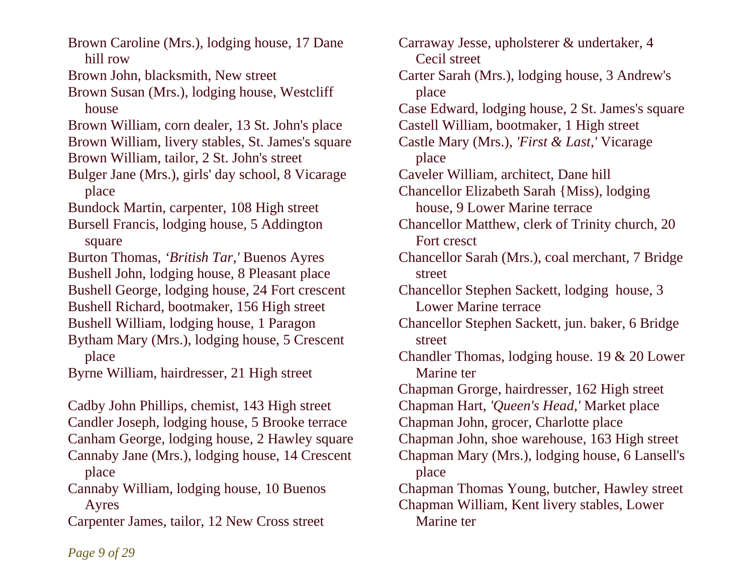Brown Caroline (Mrs.), lodging house, 17 Dane hill row

Brown John, blacksmith, New street

Brown Susan (Mrs.), lodging house, Westcliff house

Brown William, corn dealer, 13 St. John's place

Brown William, livery stables, St. James's square

Brown William, tailor, 2 St. John's street

Bulger Jane (Mrs.), girls' day school, 8 Vicarage place

Bundock Martin, carpenter, 108 High street

Bursell Francis, lodging house, 5 Addington square

Burton Thomas, *'British Tar,'* Buenos Ayres

Bushell John, lodging house, 8 Pleasant place

Bushell George, lodging house, 24 Fort crescent

Bushell Richard, bootmaker, 156 High street

Bushell William, lodging house, 1 Paragon

Bytham Mary (Mrs.), lodging house, 5 Crescent place

Byrne William, hairdresser, 21 High street

Cadby John Phillips, chemist, 143 High street

Candler Joseph, lodging house, 5 Brooke terrace

Canham George, lodging house, 2 Hawley square

Cannaby Jane (Mrs.), lodging house, 14 Crescent place

Cannaby William, lodging house, 10 Buenos Ayres

Carpenter James, tailor, 12 New Cross street

Carraway Jesse, upholsterer & undertaker, 4 Cecil street

Carter Sarah (Mrs.), lodging house, 3 Andrew's place

Case Edward, lodging house, 2 St. James's square

Castell William, bootmaker, 1 High street

Castle Mary (Mrs.), *'First & Last,'* Vicarage place

Caveler William, architect, Dane hill

Chancellor Elizabeth Sarah {Miss), lodging house, 9 Lower Marine terrace

Chancellor Matthew, clerk of Trinity church, 20 Fort cresct

Chancellor Sarah (Mrs.), coal merchant, 7 Bridge street

Chancellor Stephen Sackett, lodging house, 3 Lower Marine terrace

Chancellor Stephen Sackett, jun. baker, 6 Bridge street

Chandler Thomas, lodging house. 19 & 20 Lower Marine ter

Chapman Grorge, hairdresser, 162 High street

Chapman Hart, *'Queen's Head,'* Market place

Chapman John, grocer, Charlotte place

Chapman John, shoe warehouse, 163 High street

Chapman Mary (Mrs.), lodging house, 6 Lansell's place

Chapman Thomas Young, butcher, Hawley street

Chapman William, Kent livery stables, Lower Marine ter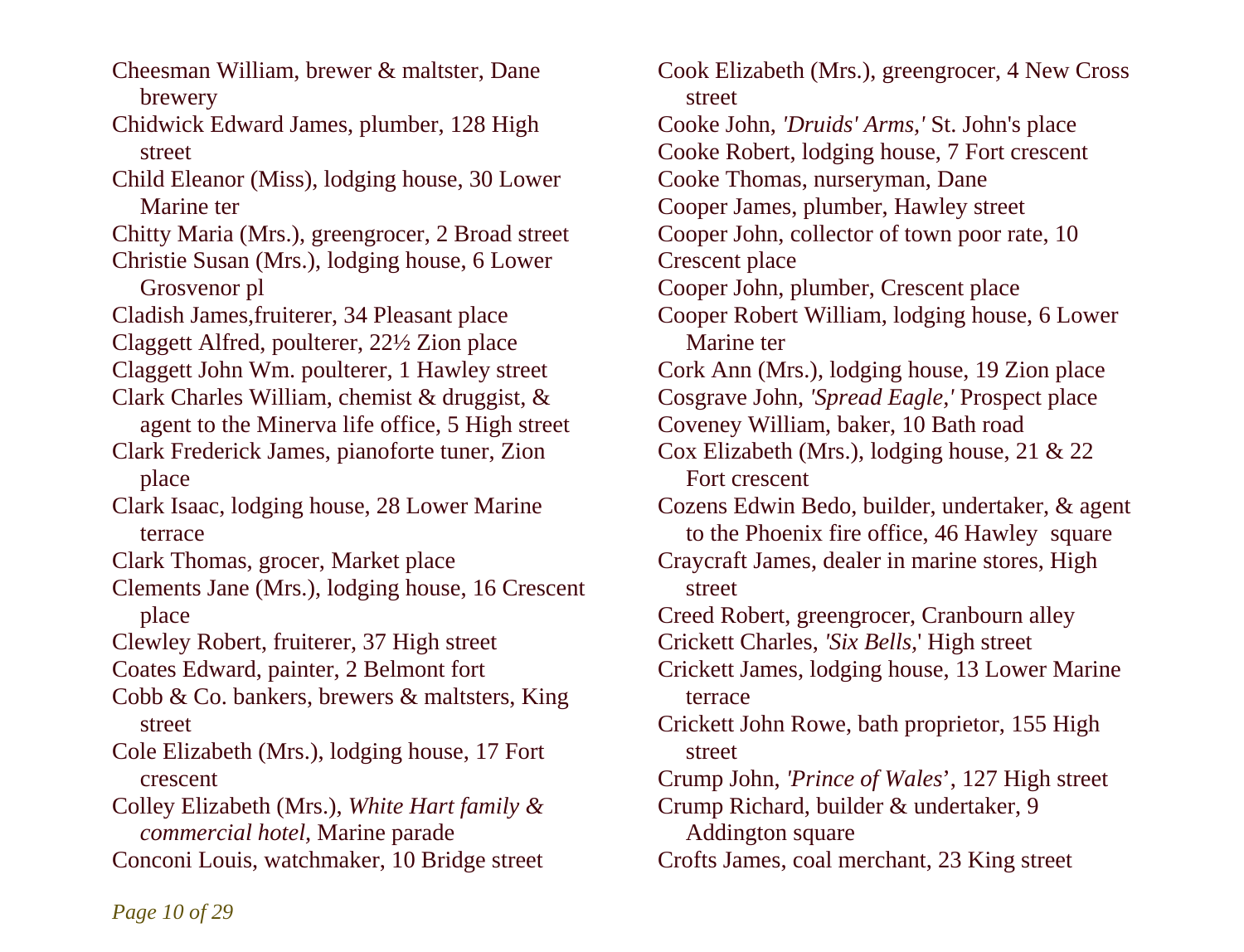Cheesman William, brewer & maltster, Dane brewery

Chidwick Edward James, plumber, 128 High street

Child Eleanor (Miss), lodging house, 30 Lower Marine ter

Chitty Maria (Mrs.), greengrocer, 2 Broad street

Christie Susan (Mrs.), lodging house, 6 Lower Grosvenor pl

Cladish James,fruiterer, 34 Pleasant place

Claggett Alfred, poulterer, 22½ Zion place

Claggett John Wm. poulterer, 1 Hawley street

Clark Charles William, chemist & druggist, & agent to the Minerva life office, 5 High street

Clark Frederick James, pianoforte tuner, Zion place

Clark Isaac, lodging house, 28 Lower Marine terrace

Clark Thomas, grocer, Market place

Clements Jane (Mrs.), lodging house, 16 Crescent place

Clewley Robert, fruiterer, 37 High street

Coates Edward, painter, 2 Belmont fort

Cobb & Co. bankers, brewers & maltsters, King street

Cole Elizabeth (Mrs.), lodging house, 17 Fort crescent

Colley Elizabeth (Mrs.), *White Hart family & commercial hotel*, Marine parade

Conconi Louis, watchmaker, 10 Bridge street

Cook Elizabeth (Mrs.), greengrocer, 4 New Cross street

Cooke John, *'Druids' Arms,'* St. John's place

Cooke Robert, lodging house, 7 Fort crescent

Cooke Thomas, nurseryman, Dane

Cooper James, plumber, Hawley street

Cooper John, collector of town poor rate, 10 Crescent place

Cooper John, plumber, Crescent place

Cooper Robert William, lodging house, 6 Lower Marine ter

Cork Ann (Mrs.), lodging house, 19 Zion place

Cosgrave John, *'Spread Eagle,'* Prospect place

Coveney William, baker, 10 Bath road

Cox Elizabeth (Mrs.), lodging house, 21 & 22 Fort crescent

Cozens Edwin Bedo, builder, undertaker, & agent to the Phoenix fire office, 46 Hawley square

Craycraft James, dealer in marine stores, High street

Creed Robert, greengrocer, Cranbourn alley

Crickett Charles, *'Six Bells,'* High street

Crickett James, lodging house, 13 Lower Marine terrace

Crickett John Rowe, bath proprietor, 155 High street

Crump John, *'Prince of Wales'*, 127 High street

Crump Richard, builder & undertaker, 9 Addington square

Crofts James, coal merchant, 23 King street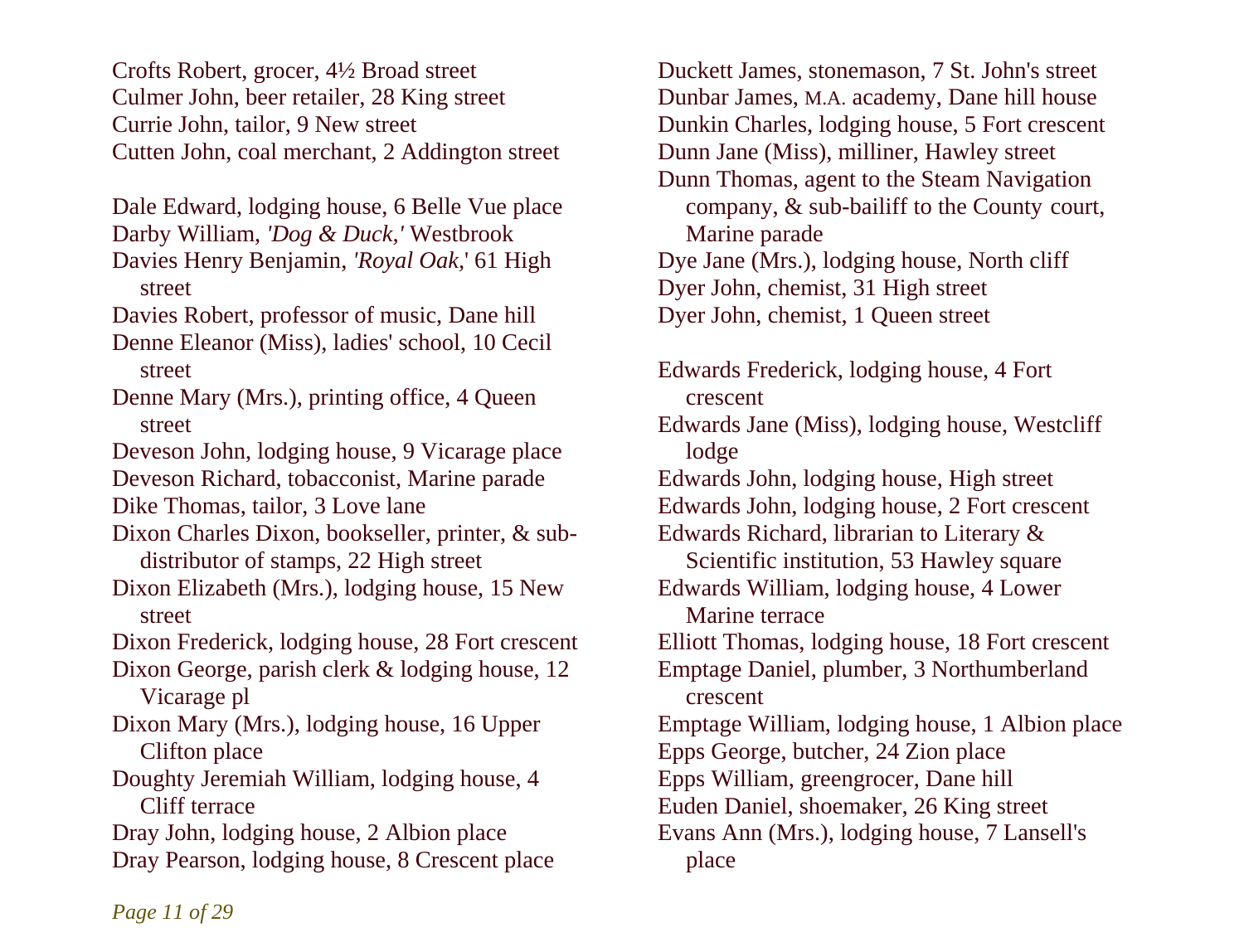Crofts Robert, grocer, 4½ Broad street
Culmer John, beer retailer, 28 King street
Currie John, tailor, 9 New street
Cutten John, coal merchant, 2 Addington street

Dale Edward, lodging house, 6 Belle Vue place
Darby William, *'Dog & Duck,'* Westbrook
Davies Henry Benjamin, *'Royal Oak,'* 61 High street
Davies Robert, professor of music, Dane hill
Denne Eleanor (Miss), ladies' school, 10 Cecil street
Denne Mary (Mrs.), printing office, 4 Queen street
Deveson John, lodging house, 9 Vicarage place
Deveson Richard, tobacconist, Marine parade
Dike Thomas, tailor, 3 Love lane
Dixon Charles Dixon, bookseller, printer, & sub-distributor of stamps, 22 High street
Dixon Elizabeth (Mrs.), lodging house, 15 New street
Dixon Frederick, lodging house, 28 Fort crescent
Dixon George, parish clerk & lodging house, 12 Vicarage pl
Dixon Mary (Mrs.), lodging house, 16 Upper Clifton place
Doughty Jeremiah William, lodging house, 4 Cliff terrace
Dray John, lodging house, 2 Albion place
Dray Pearson, lodging house, 8 Crescent place
Duckett James, stonemason, 7 St. John's street
Dunbar James, M.A. academy, Dane hill house
Dunkin Charles, lodging house, 5 Fort crescent
Dunn Jane (Miss), milliner, Hawley street
Dunn Thomas, agent to the Steam Navigation company, & sub-bailiff to the County court, Marine parade
Dye Jane (Mrs.), lodging house, North cliff
Dyer John, chemist, 31 High street
Dyer John, chemist, 1 Queen street

Edwards Frederick, lodging house, 4 Fort crescent
Edwards Jane (Miss), lodging house, Westcliff lodge
Edwards John, lodging house, High street
Edwards John, lodging house, 2 Fort crescent
Edwards Richard, librarian to Literary & Scientific institution, 53 Hawley square
Edwards William, lodging house, 4 Lower Marine terrace
Elliott Thomas, lodging house, 18 Fort crescent
Emptage Daniel, plumber, 3 Northumberland crescent
Emptage William, lodging house, 1 Albion place
Epps George, butcher, 24 Zion place
Epps William, greengrocer, Dane hill
Euden Daniel, shoemaker, 26 King street
Evans Ann (Mrs.), lodging house, 7 Lansell's place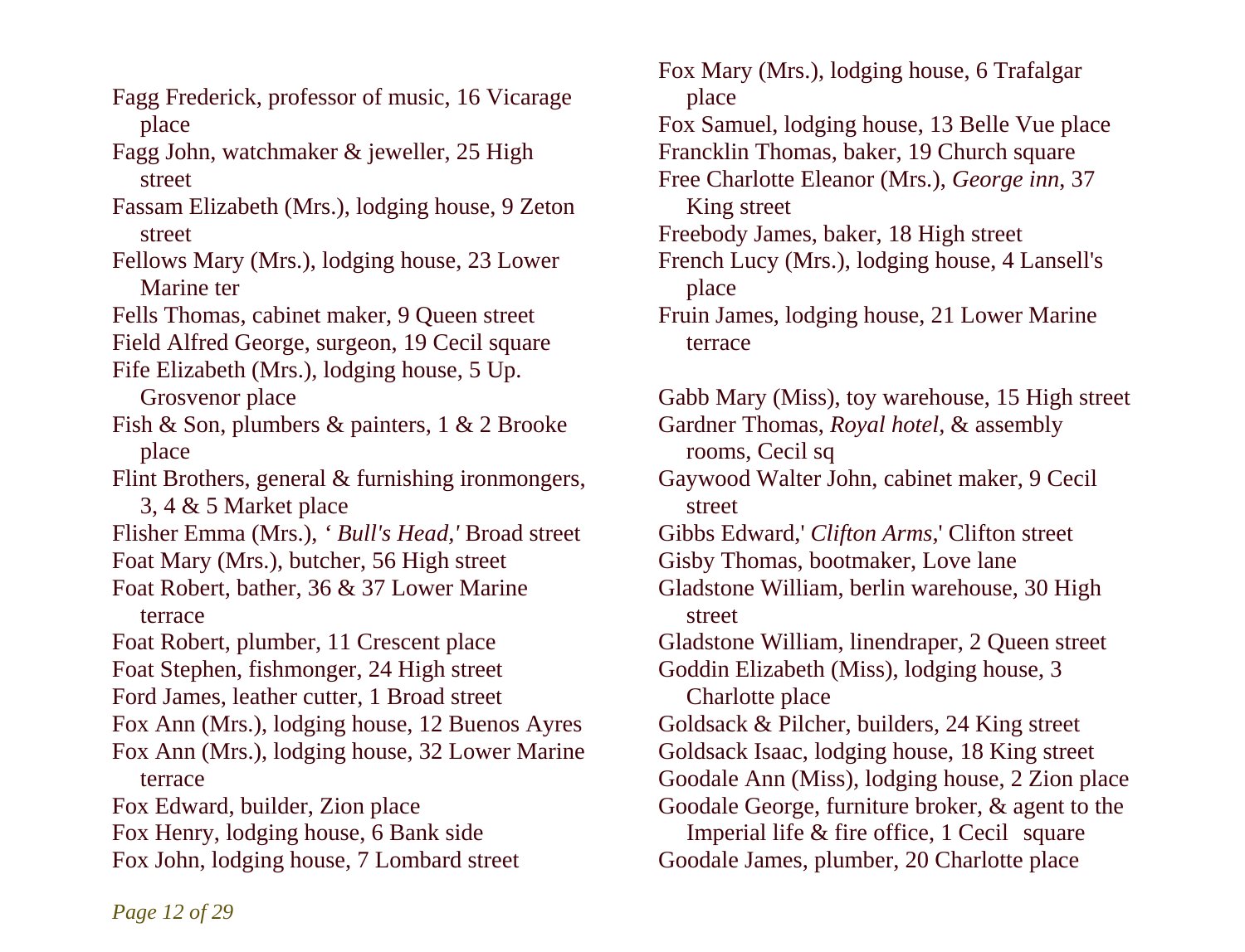Fagg Frederick, professor of music, 16 Vicarage place

Fagg John, watchmaker & jeweller, 25 High street

Fassam Elizabeth (Mrs.), lodging house, 9 Zeton street

Fellows Mary (Mrs.), lodging house, 23 Lower Marine ter

Fells Thomas, cabinet maker, 9 Queen street

Field Alfred George, surgeon, 19 Cecil square

Fife Elizabeth (Mrs.), lodging house, 5 Up. Grosvenor place

Fish & Son, plumbers & painters, 1 & 2 Brooke place

Flint Brothers, general & furnishing ironmongers, 3, 4 & 5 Market place

Flisher Emma (Mrs.), *' Bull's Head,'* Broad street

Foat Mary (Mrs.), butcher, 56 High street

Foat Robert, bather, 36 & 37 Lower Marine terrace

Foat Robert, plumber, 11 Crescent place

Foat Stephen, fishmonger, 24 High street

Ford James, leather cutter, 1 Broad street

Fox Ann (Mrs.), lodging house, 12 Buenos Ayres

Fox Ann (Mrs.), lodging house, 32 Lower Marine terrace

Fox Edward, builder, Zion place

Fox Henry, lodging house, 6 Bank side

Fox John, lodging house, 7 Lombard street

Fox Mary (Mrs.), lodging house, 6 Trafalgar place

Fox Samuel, lodging house, 13 Belle Vue place

Francklin Thomas, baker, 19 Church square

Free Charlotte Eleanor (Mrs.), *George inn*, 37 King street

Freebody James, baker, 18 High street

French Lucy (Mrs.), lodging house, 4 Lansell's place

Fruin James, lodging house, 21 Lower Marine terrace

Gabb Mary (Miss), toy warehouse, 15 High street

Gardner Thomas, *Royal hotel*, & assembly rooms, Cecil sq

Gaywood Walter John, cabinet maker, 9 Cecil street

Gibbs Edward,' *Clifton Arms*,' Clifton street

Gisby Thomas, bootmaker, Love lane

Gladstone William, berlin warehouse, 30 High street

Gladstone William, linendraper, 2 Queen street

Goddin Elizabeth (Miss), lodging house, 3 Charlotte place

Goldsack & Pilcher, builders, 24 King street

Goldsack Isaac, lodging house, 18 King street

Goodale Ann (Miss), lodging house, 2 Zion place

Goodale George, furniture broker, & agent to the Imperial life & fire office, 1 Cecil square

Goodale James, plumber, 20 Charlotte place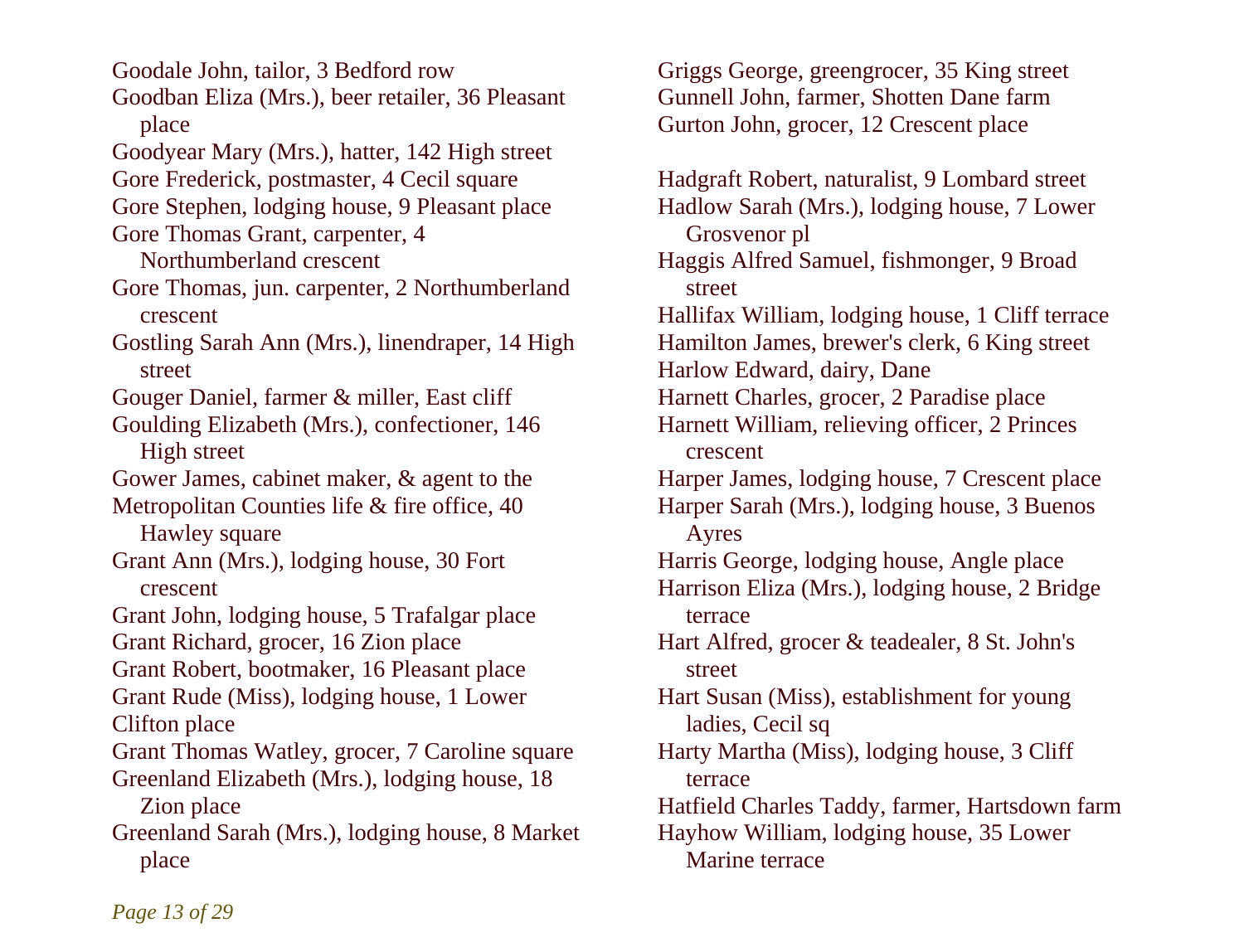Goodale John, tailor, 3 Bedford row

Goodban Eliza (Mrs.), beer retailer, 36 Pleasant place

Goodyear Mary (Mrs.), hatter, 142 High street

Gore Frederick, postmaster, 4 Cecil square

Gore Stephen, lodging house, 9 Pleasant place

Gore Thomas Grant, carpenter, 4 Northumberland crescent

Gore Thomas, jun. carpenter, 2 Northumberland crescent

Gostling Sarah Ann (Mrs.), linendraper, 14 High street

Gouger Daniel, farmer & miller, East cliff

Goulding Elizabeth (Mrs.), confectioner, 146 High street

Gower James, cabinet maker, & agent to the Metropolitan Counties life & fire office, 40 Hawley square

Grant Ann (Mrs.), lodging house, 30 Fort crescent

Grant John, lodging house, 5 Trafalgar place

Grant Richard, grocer, 16 Zion place

Grant Robert, bootmaker, 16 Pleasant place

Grant Rude (Miss), lodging house, 1 Lower Clifton place

Grant Thomas Watley, grocer, 7 Caroline square

Greenland Elizabeth (Mrs.), lodging house, 18 Zion place

Greenland Sarah (Mrs.), lodging house, 8 Market place

Griggs George, greengrocer, 35 King street

Gunnell John, farmer, Shotten Dane farm

Gurton John, grocer, 12 Crescent place

Hadgraft Robert, naturalist, 9 Lombard street

Hadlow Sarah (Mrs.), lodging house, 7 Lower Grosvenor pl

Haggis Alfred Samuel, fishmonger, 9 Broad street

Hallifax William, lodging house, 1 Cliff terrace

Hamilton James, brewer's clerk, 6 King street

Harlow Edward, dairy, Dane

Harnett Charles, grocer, 2 Paradise place

Harnett William, relieving officer, 2 Princes crescent

Harper James, lodging house, 7 Crescent place

Harper Sarah (Mrs.), lodging house, 3 Buenos Ayres

Harris George, lodging house, Angle place

Harrison Eliza (Mrs.), lodging house, 2 Bridge terrace

Hart Alfred, grocer & teadealer, 8 St. John's street

Hart Susan (Miss), establishment for young ladies, Cecil sq

Harty Martha (Miss), lodging house, 3 Cliff terrace

Hatfield Charles Taddy, farmer, Hartsdown farm

Hayhow William, lodging house, 35 Lower Marine terrace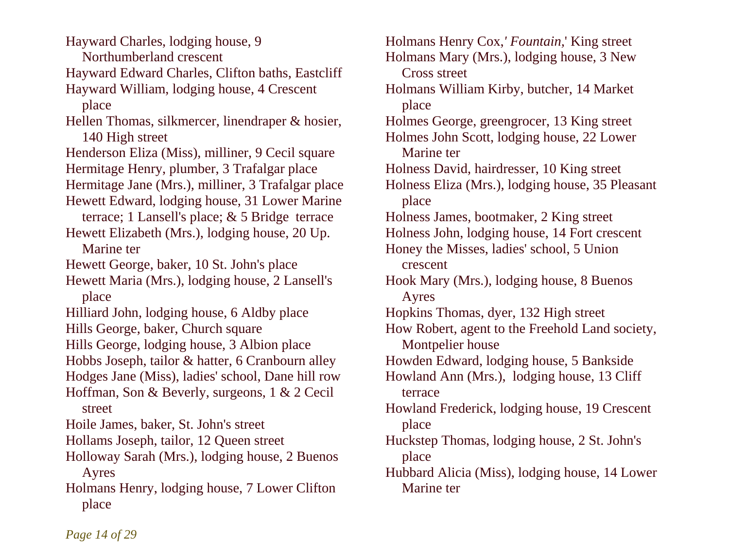Hayward Charles, lodging house, 9 Northumberland crescent

Hayward Edward Charles, Clifton baths, Eastcliff

Hayward William, lodging house, 4 Crescent place

Hellen Thomas, silkmercer, linendraper & hosier, 140 High street

Henderson Eliza (Miss), milliner, 9 Cecil square

Hermitage Henry, plumber, 3 Trafalgar place

Hermitage Jane (Mrs.), milliner, 3 Trafalgar place

Hewett Edward, lodging house, 31 Lower Marine terrace; 1 Lansell's place; & 5 Bridge terrace

Hewett Elizabeth (Mrs.), lodging house, 20 Up. Marine ter

Hewett George, baker, 10 St. John's place

Hewett Maria (Mrs.), lodging house, 2 Lansell's place

Hilliard John, lodging house, 6 Aldby place

Hills George, baker, Church square

Hills George, lodging house, 3 Albion place

Hobbs Joseph, tailor & hatter, 6 Cranbourn alley

Hodges Jane (Miss), ladies' school, Dane hill row

Hoffman, Son & Beverly, surgeons, 1 & 2 Cecil street

Hoile James, baker, St. John's street

Hollams Joseph, tailor, 12 Queen street

Holloway Sarah (Mrs.), lodging house, 2 Buenos Ayres

Holmans Henry, lodging house, 7 Lower Clifton place

Holmans Henry Cox,*' Fountain,*' King street

Holmans Mary (Mrs.), lodging house, 3 New Cross street

Holmans William Kirby, butcher, 14 Market place

Holmes George, greengrocer, 13 King street

Holmes John Scott, lodging house, 22 Lower Marine ter

Holness David, hairdresser, 10 King street

Holness Eliza (Mrs.), lodging house, 35 Pleasant place

Holness James, bootmaker, 2 King street

Holness John, lodging house, 14 Fort crescent

Honey the Misses, ladies' school, 5 Union crescent

Hook Mary (Mrs.), lodging house, 8 Buenos Ayres

Hopkins Thomas, dyer, 132 High street

How Robert, agent to the Freehold Land society, Montpelier house

Howden Edward, lodging house, 5 Bankside

Howland Ann (Mrs.), lodging house, 13 Cliff terrace

Howland Frederick, lodging house, 19 Crescent place

Huckstep Thomas, lodging house, 2 St. John's place

Hubbard Alicia (Miss), lodging house, 14 Lower Marine ter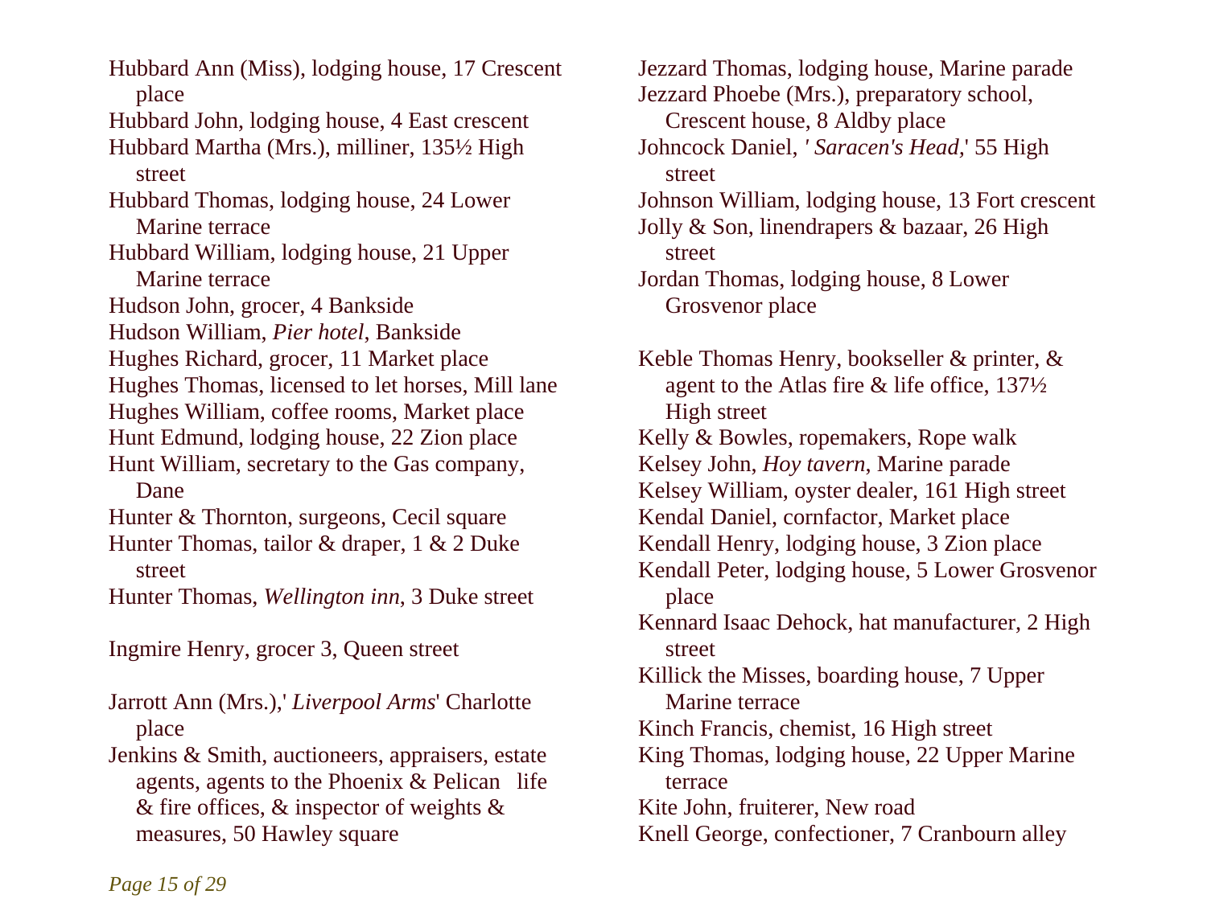Hubbard Ann (Miss), lodging house, 17 Crescent place

Hubbard John, lodging house, 4 East crescent

Hubbard Martha (Mrs.), milliner, 135½ High street

Hubbard Thomas, lodging house, 24 Lower Marine terrace

Hubbard William, lodging house, 21 Upper Marine terrace

Hudson John, grocer, 4 Bankside

Hudson William, *Pier hotel*, Bankside

Hughes Richard, grocer, 11 Market place

Hughes Thomas, licensed to let horses, Mill lane

Hughes William, coffee rooms, Market place

Hunt Edmund, lodging house, 22 Zion place

Hunt William, secretary to the Gas company, Dane

Hunter & Thornton, surgeons, Cecil square

Hunter Thomas, tailor & draper, 1 & 2 Duke street

Hunter Thomas, *Wellington inn*, 3 Duke street

Ingmire Henry, grocer 3, Queen street

Jarrott Ann (Mrs.),' *Liverpool Arms*' Charlotte place

Jenkins & Smith, auctioneers, appraisers, estate agents, agents to the Phoenix & Pelican life & fire offices, & inspector of weights & measures, 50 Hawley square

Jezzard Thomas, lodging house, Marine parade

Jezzard Phoebe (Mrs.), preparatory school, Crescent house, 8 Aldby place

Johncock Daniel, *' Saracen's Head,*' 55 High street

Johnson William, lodging house, 13 Fort crescent

Jolly & Son, linendrapers & bazaar, 26 High street

Jordan Thomas, lodging house, 8 Lower Grosvenor place

Keble Thomas Henry, bookseller & printer, & agent to the Atlas fire & life office, 137½ High street

Kelly & Bowles, ropemakers, Rope walk

Kelsey John, *Hoy tavern*, Marine parade

Kelsey William, oyster dealer, 161 High street

Kendal Daniel, cornfactor, Market place

Kendall Henry, lodging house, 3 Zion place

Kendall Peter, lodging house, 5 Lower Grosvenor place

Kennard Isaac Dehock, hat manufacturer, 2 High street

Killick the Misses, boarding house, 7 Upper Marine terrace

Kinch Francis, chemist, 16 High street

King Thomas, lodging house, 22 Upper Marine terrace

Kite John, fruiterer, New road

Knell George, confectioner, 7 Cranbourn alley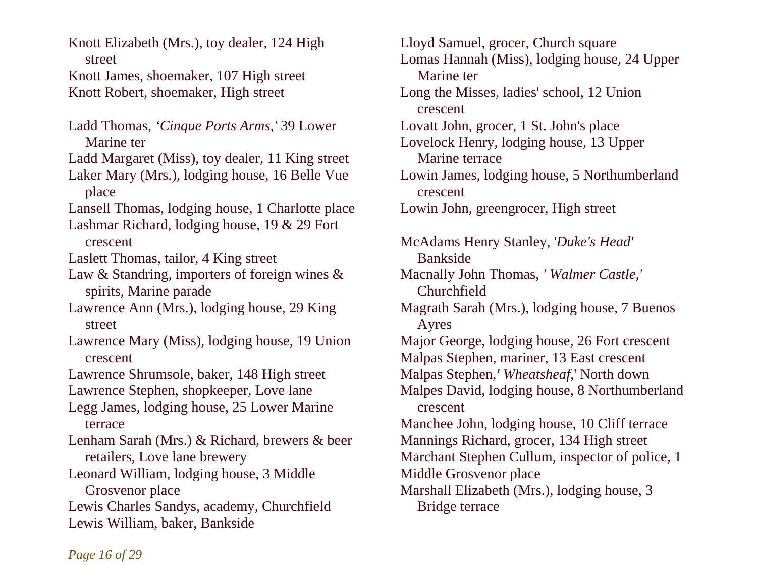Knott Elizabeth (Mrs.), toy dealer, 124 High street

Knott James, shoemaker, 107 High street

Knott Robert, shoemaker, High street

Ladd Thomas, *'Cinque Ports Arms,'* 39 Lower Marine ter

Ladd Margaret (Miss), toy dealer, 11 King street

Laker Mary (Mrs.), lodging house, 16 Belle Vue place

Lansell Thomas, lodging house, 1 Charlotte place

Lashmar Richard, lodging house, 19 & 29 Fort crescent

Laslett Thomas, tailor, 4 King street

Law & Standring, importers of foreign wines & spirits, Marine parade

Lawrence Ann (Mrs.), lodging house, 29 King street

Lawrence Mary (Miss), lodging house, 19 Union crescent

Lawrence Shrumsole, baker, 148 High street

Lawrence Stephen, shopkeeper, Love lane

Legg James, lodging house, 25 Lower Marine terrace

Lenham Sarah (Mrs.) & Richard, brewers & beer retailers, Love lane brewery

Leonard William, lodging house, 3 Middle Grosvenor place

Lewis Charles Sandys, academy, Churchfield

Lewis William, baker, Bankside

Lloyd Samuel, grocer, Church square

Lomas Hannah (Miss), lodging house, 24 Upper Marine ter

Long the Misses, ladies' school, 12 Union crescent

Lovatt John, grocer, 1 St. John's place

Lovelock Henry, lodging house, 13 Upper Marine terrace

Lowin James, lodging house, 5 Northumberland crescent

Lowin John, greengrocer, High street

McAdams Henry Stanley, '*Duke's Head'* Bankside

Macnally John Thomas, *' Walmer Castle,'* Churchfield

Magrath Sarah (Mrs.), lodging house, 7 Buenos Ayres

Major George, lodging house, 26 Fort crescent

Malpas Stephen, mariner, 13 East crescent

Malpas Stephen,*' Wheatsheaf,*' North down

Malpes David, lodging house, 8 Northumberland crescent

Manchee John, lodging house, 10 Cliff terrace

Mannings Richard, grocer, 134 High street

Marchant Stephen Cullum, inspector of police, 1 Middle Grosvenor place

Marshall Elizabeth (Mrs.), lodging house, 3 Bridge terrace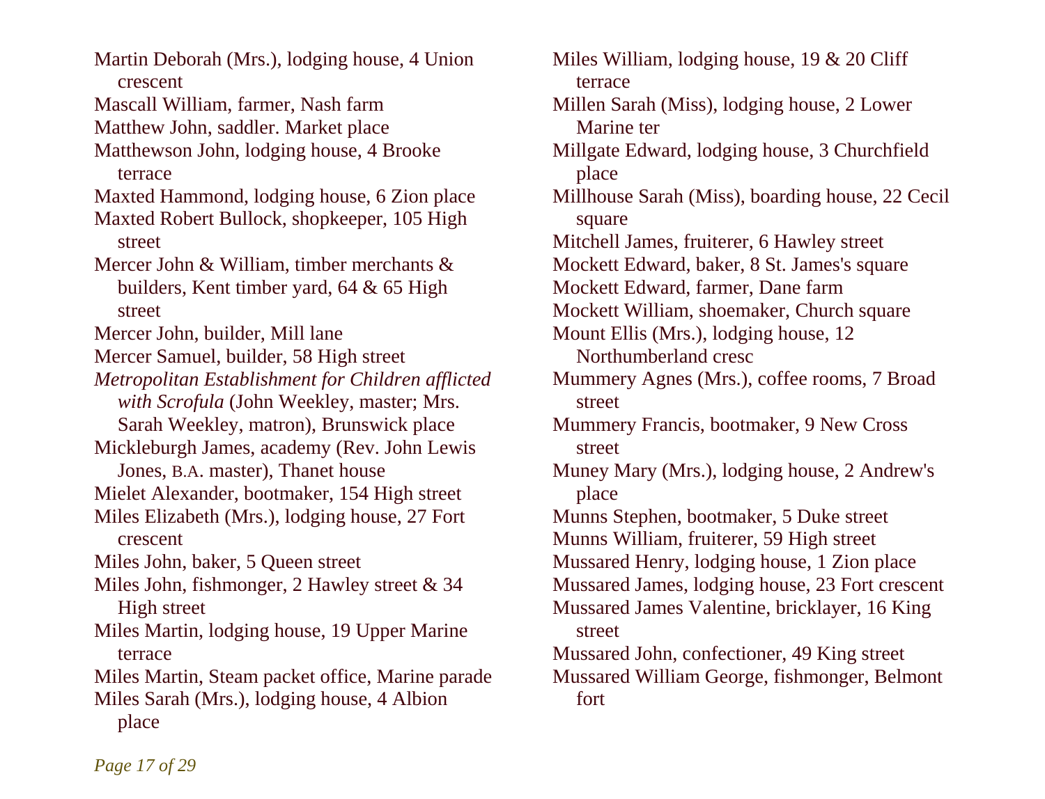Martin Deborah (Mrs.), lodging house, 4 Union crescent

Mascall William, farmer, Nash farm

Matthew John, saddler. Market place

Matthewson John, lodging house, 4 Brooke terrace

Maxted Hammond, lodging house, 6 Zion place

Maxted Robert Bullock, shopkeeper, 105 High street

Mercer John & William, timber merchants & builders, Kent timber yard, 64 & 65 High street

Mercer John, builder, Mill lane

Mercer Samuel, builder, 58 High street

*Metropolitan Establishment for Children afflicted with Scrofula* (John Weekley, master; Mrs. Sarah Weekley, matron), Brunswick place

Mickleburgh James, academy (Rev. John Lewis Jones, B.A. master), Thanet house

Mielet Alexander, bootmaker, 154 High street

Miles Elizabeth (Mrs.), lodging house, 27 Fort crescent

Miles John, baker, 5 Queen street

Miles John, fishmonger, 2 Hawley street & 34 High street

Miles Martin, lodging house, 19 Upper Marine terrace

Miles Martin, Steam packet office, Marine parade

Miles Sarah (Mrs.), lodging house, 4 Albion place

Miles William, lodging house, 19 & 20 Cliff terrace

Millen Sarah (Miss), lodging house, 2 Lower Marine ter

Millgate Edward, lodging house, 3 Churchfield place

Millhouse Sarah (Miss), boarding house, 22 Cecil square

Mitchell James, fruiterer, 6 Hawley street

Mockett Edward, baker, 8 St. James's square

Mockett Edward, farmer, Dane farm

Mockett William, shoemaker, Church square

Mount Ellis (Mrs.), lodging house, 12 Northumberland cresc

Mummery Agnes (Mrs.), coffee rooms, 7 Broad street

Mummery Francis, bootmaker, 9 New Cross street

Muney Mary (Mrs.), lodging house, 2 Andrew's place

Munns Stephen, bootmaker, 5 Duke street

Munns William, fruiterer, 59 High street

Mussared Henry, lodging house, 1 Zion place

Mussared James, lodging house, 23 Fort crescent

Mussared James Valentine, bricklayer, 16 King street

Mussared John, confectioner, 49 King street

Mussared William George, fishmonger, Belmont fort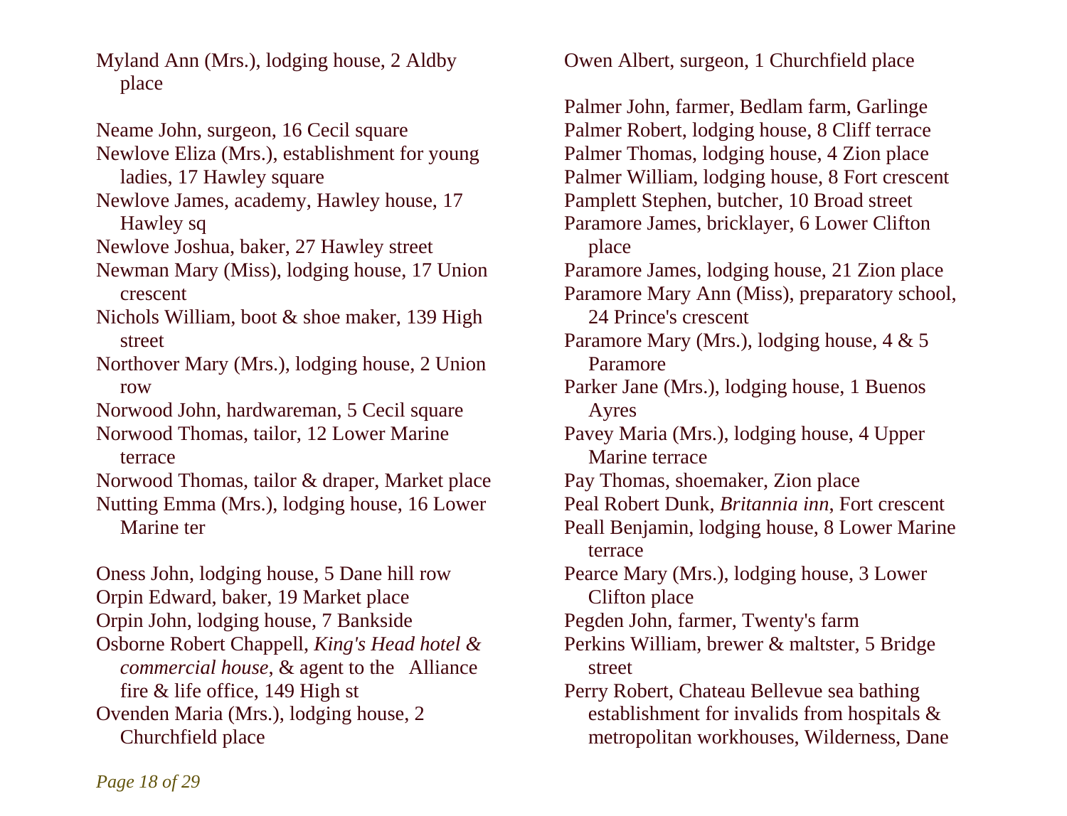Myland Ann (Mrs.), lodging house, 2 Aldby place

Neame John, surgeon, 16 Cecil square

Newlove Eliza (Mrs.), establishment for young ladies, 17 Hawley square

Newlove James, academy, Hawley house, 17 Hawley sq

Newlove Joshua, baker, 27 Hawley street

Newman Mary (Miss), lodging house, 17 Union crescent

Nichols William, boot & shoe maker, 139 High street

Northover Mary (Mrs.), lodging house, 2 Union row

Norwood John, hardwareman, 5 Cecil square

Norwood Thomas, tailor, 12 Lower Marine terrace

Norwood Thomas, tailor & draper, Market place

Nutting Emma (Mrs.), lodging house, 16 Lower Marine ter

Oness John, lodging house, 5 Dane hill row

Orpin Edward, baker, 19 Market place

Orpin John, lodging house, 7 Bankside

Osborne Robert Chappell, *King's Head hotel & commercial house*, & agent to the Alliance fire & life office, 149 High st

Ovenden Maria (Mrs.), lodging house, 2 Churchfield place

Owen Albert, surgeon, 1 Churchfield place

Palmer John, farmer, Bedlam farm, Garlinge

Palmer Robert, lodging house, 8 Cliff terrace

Palmer Thomas, lodging house, 4 Zion place

Palmer William, lodging house, 8 Fort crescent

Pamplett Stephen, butcher, 10 Broad street

Paramore James, bricklayer, 6 Lower Clifton place

Paramore James, lodging house, 21 Zion place

Paramore Mary Ann (Miss), preparatory school, 24 Prince's crescent

Paramore Mary (Mrs.), lodging house, 4 & 5 Paramore

Parker Jane (Mrs.), lodging house, 1 Buenos Ayres

Pavey Maria (Mrs.), lodging house, 4 Upper Marine terrace

Pay Thomas, shoemaker, Zion place

Peal Robert Dunk, *Britannia inn*, Fort crescent

Peall Benjamin, lodging house, 8 Lower Marine terrace

Pearce Mary (Mrs.), lodging house, 3 Lower Clifton place

Pegden John, farmer, Twenty's farm

Perkins William, brewer & maltster, 5 Bridge street

Perry Robert, Chateau Bellevue sea bathing establishment for invalids from hospitals & metropolitan workhouses, Wilderness, Dane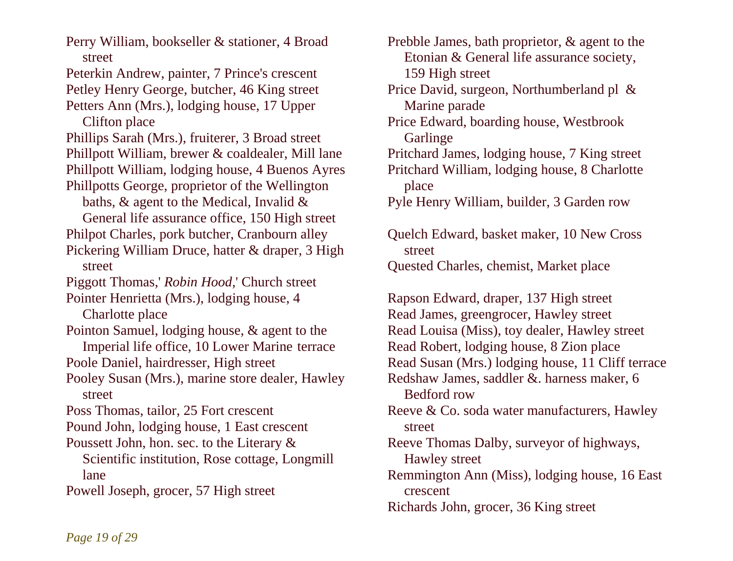Perry William, bookseller & stationer, 4 Broad street

Peterkin Andrew, painter, 7 Prince's crescent

Petley Henry George, butcher, 46 King street

Petters Ann (Mrs.), lodging house, 17 Upper Clifton place

Phillips Sarah (Mrs.), fruiterer, 3 Broad street

Phillpott William, brewer & coaldealer, Mill lane

Phillpott William, lodging house, 4 Buenos Ayres

Phillpotts George, proprietor of the Wellington baths, & agent to the Medical, Invalid & General life assurance office, 150 High street

Philpot Charles, pork butcher, Cranbourn alley

Pickering William Druce, hatter & draper, 3 High street

Piggott Thomas,' *Robin Hood,*' Church street

Pointer Henrietta (Mrs.), lodging house, 4 Charlotte place

Pointon Samuel, lodging house, & agent to the Imperial life office, 10 Lower Marine terrace

Poole Daniel, hairdresser, High street

Pooley Susan (Mrs.), marine store dealer, Hawley street

Poss Thomas, tailor, 25 Fort crescent

Pound John, lodging house, 1 East crescent

Poussett John, hon. sec. to the Literary & Scientific institution, Rose cottage, Longmill lane

Powell Joseph, grocer, 57 High street

Prebble James, bath proprietor, & agent to the Etonian & General life assurance society, 159 High street

Price David, surgeon, Northumberland pl & Marine parade

Price Edward, boarding house, Westbrook Garlinge

Pritchard James, lodging house, 7 King street

Pritchard William, lodging house, 8 Charlotte place

Pyle Henry William, builder, 3 Garden row

Quelch Edward, basket maker, 10 New Cross street

Quested Charles, chemist, Market place

Rapson Edward, draper, 137 High street

Read James, greengrocer, Hawley street

Read Louisa (Miss), toy dealer, Hawley street

Read Robert, lodging house, 8 Zion place

Read Susan (Mrs.) lodging house, 11 Cliff terrace

Redshaw James, saddler &. harness maker, 6 Bedford row

Reeve & Co. soda water manufacturers, Hawley street

Reeve Thomas Dalby, surveyor of highways, Hawley street

Remmington Ann (Miss), lodging house, 16 East crescent

Richards John, grocer, 36 King street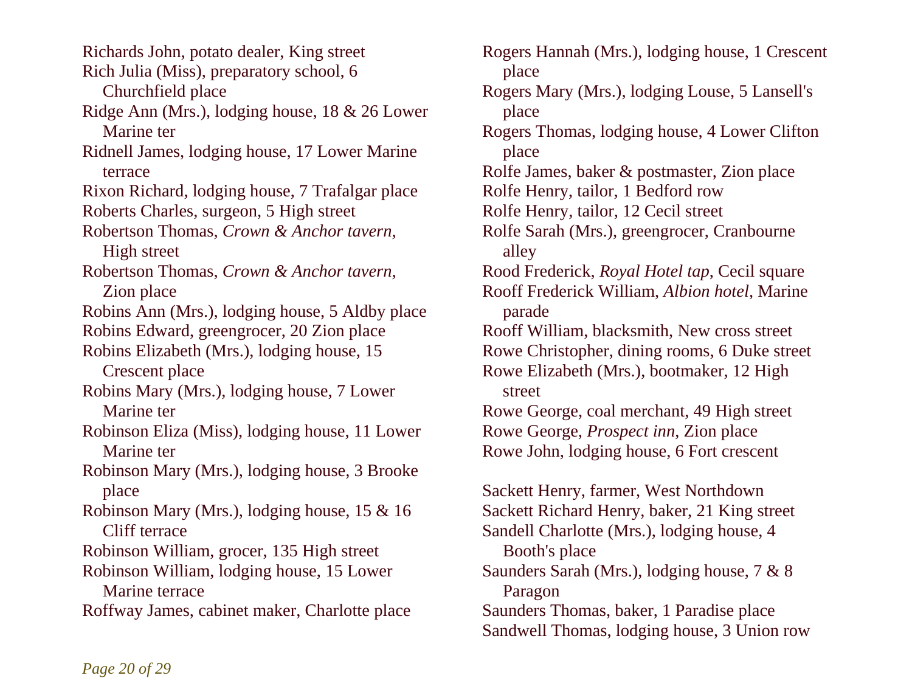Richards John, potato dealer, King street

Rich Julia (Miss), preparatory school, 6 Churchfield place

Ridge Ann (Mrs.), lodging house, 18 & 26 Lower Marine ter

Ridnell James, lodging house, 17 Lower Marine terrace

Rixon Richard, lodging house, 7 Trafalgar place

Roberts Charles, surgeon, 5 High street

Robertson Thomas, *Crown & Anchor tavern*, High street

Robertson Thomas, *Crown & Anchor tavern*, Zion place

Robins Ann (Mrs.), lodging house, 5 Aldby place

Robins Edward, greengrocer, 20 Zion place

Robins Elizabeth (Mrs.), lodging house, 15 Crescent place

Robins Mary (Mrs.), lodging house, 7 Lower Marine ter

Robinson Eliza (Miss), lodging house, 11 Lower Marine ter

Robinson Mary (Mrs.), lodging house, 3 Brooke place

Robinson Mary (Mrs.), lodging house, 15 & 16 Cliff terrace

Robinson William, grocer, 135 High street

Robinson William, lodging house, 15 Lower Marine terrace

Roffway James, cabinet maker, Charlotte place

Rogers Hannah (Mrs.), lodging house, 1 Crescent place

Rogers Mary (Mrs.), lodging Louse, 5 Lansell's place

Rogers Thomas, lodging house, 4 Lower Clifton place

Rolfe James, baker & postmaster, Zion place

Rolfe Henry, tailor, 1 Bedford row

Rolfe Henry, tailor, 12 Cecil street

Rolfe Sarah (Mrs.), greengrocer, Cranbourne alley

Rood Frederick, *Royal Hotel tap*, Cecil square

Rooff Frederick William, *Albion hotel*, Marine parade

Rooff William, blacksmith, New cross street

Rowe Christopher, dining rooms, 6 Duke street

Rowe Elizabeth (Mrs.), bootmaker, 12 High street

Rowe George, coal merchant, 49 High street

Rowe George, *Prospect inn*, Zion place

Rowe John, lodging house, 6 Fort crescent

Sackett Henry, farmer, West Northdown

Sackett Richard Henry, baker, 21 King street

Sandell Charlotte (Mrs.), lodging house, 4 Booth's place

Saunders Sarah (Mrs.), lodging house, 7 & 8 Paragon

Saunders Thomas, baker, 1 Paradise place

Sandwell Thomas, lodging house, 3 Union row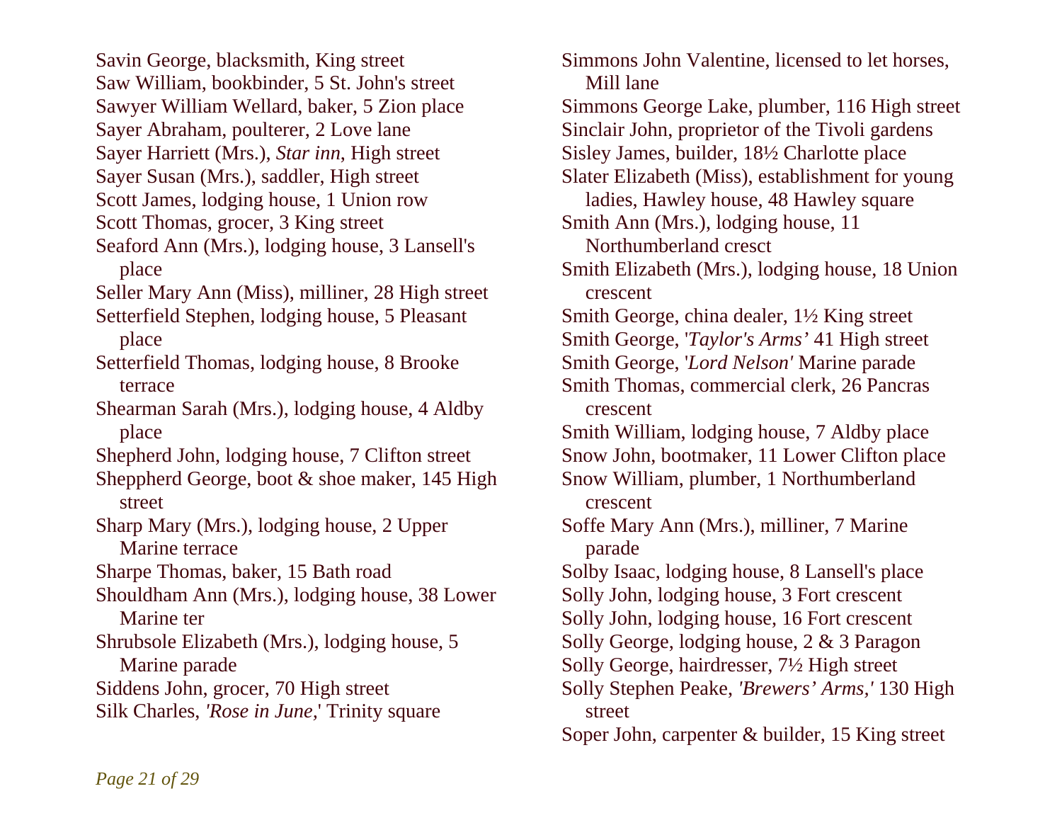Savin George, blacksmith, King street
Saw William, bookbinder, 5 St. John's street
Sawyer William Wellard, baker, 5 Zion place
Sayer Abraham, poulterer, 2 Love lane
Sayer Harriett (Mrs.), *Star inn*, High street
Sayer Susan (Mrs.), saddler, High street
Scott James, lodging house, 1 Union row
Scott Thomas, grocer, 3 King street
Seaford Ann (Mrs.), lodging house, 3 Lansell's place
Seller Mary Ann (Miss), milliner, 28 High street
Setterfield Stephen, lodging house, 5 Pleasant place
Setterfield Thomas, lodging house, 8 Brooke terrace
Shearman Sarah (Mrs.), lodging house, 4 Aldby place
Shepherd John, lodging house, 7 Clifton street
Sheppherd George, boot & shoe maker, 145 High street
Sharp Mary (Mrs.), lodging house, 2 Upper Marine terrace
Sharpe Thomas, baker, 15 Bath road
Shouldham Ann (Mrs.), lodging house, 38 Lower Marine ter
Shrubsole Elizabeth (Mrs.), lodging house, 5 Marine parade
Siddens John, grocer, 70 High street
Silk Charles, *'Rose in June,'* Trinity square
Simmons John Valentine, licensed to let horses, Mill lane
Simmons George Lake, plumber, 116 High street
Sinclair John, proprietor of the Tivoli gardens
Sisley James, builder, 18½ Charlotte place
Slater Elizabeth (Miss), establishment for young ladies, Hawley house, 48 Hawley square
Smith Ann (Mrs.), lodging house, 11 Northumberland cresct
Smith Elizabeth (Mrs.), lodging house, 18 Union crescent
Smith George, china dealer, 1½ King street
Smith George, *'Taylor's Arms'* 41 High street
Smith George, *'Lord Nelson'* Marine parade
Smith Thomas, commercial clerk, 26 Pancras crescent
Smith William, lodging house, 7 Aldby place
Snow John, bootmaker, 11 Lower Clifton place
Snow William, plumber, 1 Northumberland crescent
Soffe Mary Ann (Mrs.), milliner, 7 Marine parade
Solby Isaac, lodging house, 8 Lansell's place
Solly John, lodging house, 3 Fort crescent
Solly John, lodging house, 16 Fort crescent
Solly George, lodging house, 2 & 3 Paragon
Solly George, hairdresser, 7½ High street
Solly Stephen Peake, *'Brewers' Arms,'* 130 High street
Soper John, carpenter & builder, 15 King street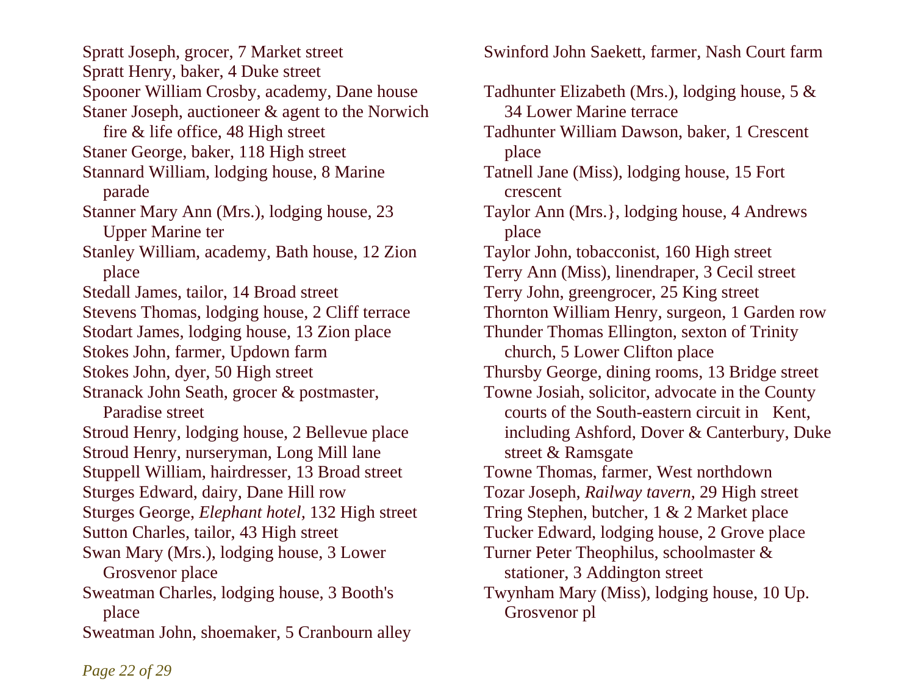Spratt Joseph, grocer, 7 Market street
Spratt Henry, baker, 4 Duke street
Spooner William Crosby, academy, Dane house
Staner Joseph, auctioneer & agent to the Norwich fire & life office, 48 High street
Staner George, baker, 118 High street
Stannard William, lodging house, 8 Marine parade
Stanner Mary Ann (Mrs.), lodging house, 23 Upper Marine ter
Stanley William, academy, Bath house, 12 Zion place
Stedall James, tailor, 14 Broad street
Stevens Thomas, lodging house, 2 Cliff terrace
Stodart James, lodging house, 13 Zion place
Stokes John, farmer, Updown farm
Stokes John, dyer, 50 High street
Stranack John Seath, grocer & postmaster, Paradise street
Stroud Henry, lodging house, 2 Bellevue place
Stroud Henry, nurseryman, Long Mill lane
Stuppell William, hairdresser, 13 Broad street
Sturges Edward, dairy, Dane Hill row
Sturges George, *Elephant hotel*, 132 High street
Sutton Charles, tailor, 43 High street
Swan Mary (Mrs.), lodging house, 3 Lower Grosvenor place
Sweatman Charles, lodging house, 3 Booth's place
Sweatman John, shoemaker, 5 Cranbourn alley
Swinford John Saekett, farmer, Nash Court farm

Tadhunter Elizabeth (Mrs.), lodging house, 5 & 34 Lower Marine terrace
Tadhunter William Dawson, baker, 1 Crescent place
Tatnell Jane (Miss), lodging house, 15 Fort crescent
Taylor Ann (Mrs.}, lodging house, 4 Andrews place
Taylor John, tobacconist, 160 High street
Terry Ann (Miss), linendraper, 3 Cecil street
Terry John, greengrocer, 25 King street
Thornton William Henry, surgeon, 1 Garden row
Thunder Thomas Ellington, sexton of Trinity church, 5 Lower Clifton place
Thursby George, dining rooms, 13 Bridge street
Towne Josiah, solicitor, advocate in the County courts of the South-eastern circuit in Kent, including Ashford, Dover & Canterbury, Duke street & Ramsgate
Towne Thomas, farmer, West northdown
Tozar Joseph, *Railway tavern*, 29 High street
Tring Stephen, butcher, 1 & 2 Market place
Tucker Edward, lodging house, 2 Grove place
Turner Peter Theophilus, schoolmaster & stationer, 3 Addington street
Twynham Mary (Miss), lodging house, 10 Up. Grosvenor pl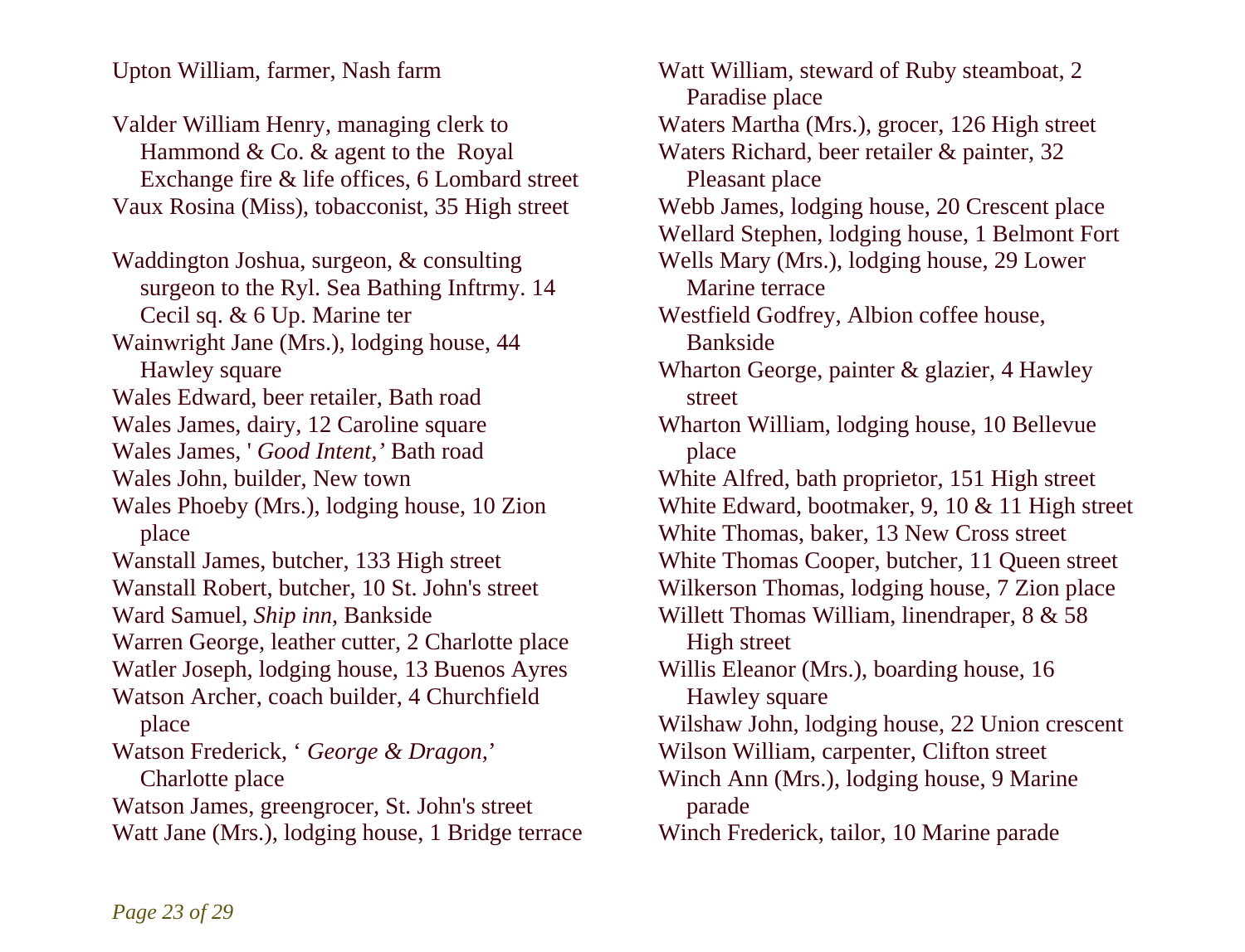Upton William, farmer, Nash farm

Valder William Henry, managing clerk to Hammond & Co. & agent to the Royal Exchange fire & life offices, 6 Lombard street

Vaux Rosina (Miss), tobacconist, 35 High street

Waddington Joshua, surgeon, & consulting surgeon to the Ryl. Sea Bathing Inftrmy. 14 Cecil sq. & 6 Up. Marine ter

Wainwright Jane (Mrs.), lodging house, 44 Hawley square

Wales Edward, beer retailer, Bath road

Wales James, dairy, 12 Caroline square

Wales James, '*Good Intent,'* Bath road

Wales John, builder, New town

Wales Phoeby (Mrs.), lodging house, 10 Zion place

Wanstall James, butcher, 133 High street

Wanstall Robert, butcher, 10 St. John's street

Ward Samuel, *Ship inn*, Bankside

Warren George, leather cutter, 2 Charlotte place

Watler Joseph, lodging house, 13 Buenos Ayres

Watson Archer, coach builder, 4 Churchfield place

Watson Frederick, '*George & Dragon,'* Charlotte place

Watson James, greengrocer, St. John's street

Watt Jane (Mrs.), lodging house, 1 Bridge terrace

Watt William, steward of Ruby steamboat, 2 Paradise place

Waters Martha (Mrs.), grocer, 126 High street

Waters Richard, beer retailer & painter, 32 Pleasant place

Webb James, lodging house, 20 Crescent place

Wellard Stephen, lodging house, 1 Belmont Fort

Wells Mary (Mrs.), lodging house, 29 Lower Marine terrace

Westfield Godfrey, Albion coffee house, Bankside

Wharton George, painter & glazier, 4 Hawley street

Wharton William, lodging house, 10 Bellevue place

White Alfred, bath proprietor, 151 High street

White Edward, bootmaker, 9, 10 & 11 High street

White Thomas, baker, 13 New Cross street

White Thomas Cooper, butcher, 11 Queen street

Wilkerson Thomas, lodging house, 7 Zion place

Willett Thomas William, linendraper, 8 & 58 High street

Willis Eleanor (Mrs.), boarding house, 16 Hawley square

Wilshaw John, lodging house, 22 Union crescent

Wilson William, carpenter, Clifton street

Winch Ann (Mrs.), lodging house, 9 Marine parade

Winch Frederick, tailor, 10 Marine parade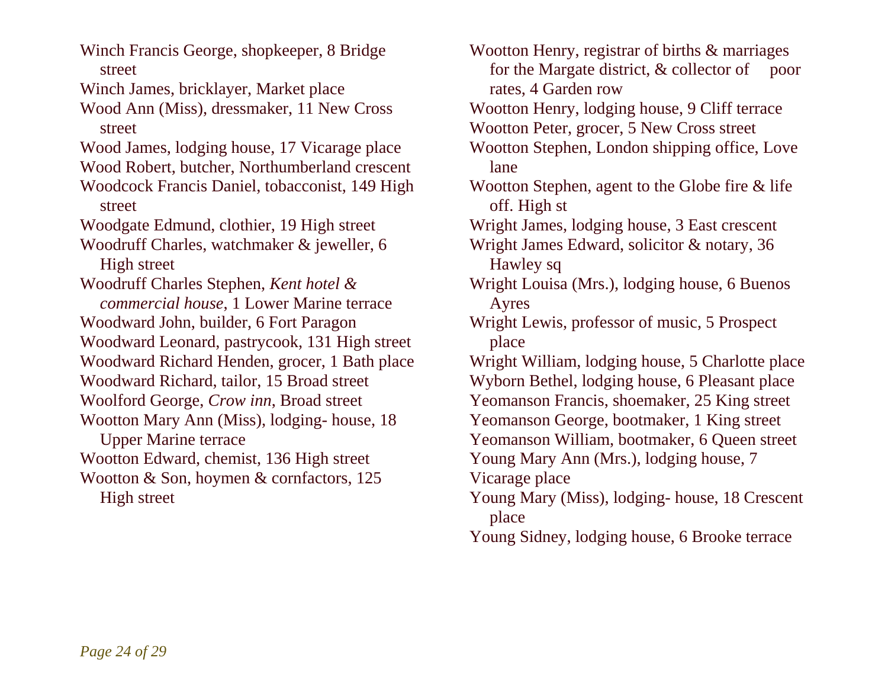Winch Francis George, shopkeeper, 8 Bridge street

Winch James, bricklayer, Market place

Wood Ann (Miss), dressmaker, 11 New Cross street

Wood James, lodging house, 17 Vicarage place

Wood Robert, butcher, Northumberland crescent

Woodcock Francis Daniel, tobacconist, 149 High street

Woodgate Edmund, clothier, 19 High street

Woodruff Charles, watchmaker & jeweller, 6 High street

Woodruff Charles Stephen, *Kent hotel & commercial house*, 1 Lower Marine terrace

Woodward John, builder, 6 Fort Paragon

Woodward Leonard, pastrycook, 131 High street

Woodward Richard Henden, grocer, 1 Bath place

Woodward Richard, tailor, 15 Broad street

Woolford George, *Crow inn*, Broad street

Wootton Mary Ann (Miss), lodging- house, 18 Upper Marine terrace

Wootton Edward, chemist, 136 High street

Wootton & Son, hoymen & cornfactors, 125 High street

Wootton Henry, registrar of births & marriages for the Margate district, & collector of poor rates, 4 Garden row

Wootton Henry, lodging house, 9 Cliff terrace

Wootton Peter, grocer, 5 New Cross street

Wootton Stephen, London shipping office, Love lane

Wootton Stephen, agent to the Globe fire & life off. High st

Wright James, lodging house, 3 East crescent

Wright James Edward, solicitor & notary, 36 Hawley sq

Wright Louisa (Mrs.), lodging house, 6 Buenos Ayres

Wright Lewis, professor of music, 5 Prospect place

Wright William, lodging house, 5 Charlotte place

Wyborn Bethel, lodging house, 6 Pleasant place

Yeomanson Francis, shoemaker, 25 King street

Yeomanson George, bootmaker, 1 King street

Yeomanson William, bootmaker, 6 Queen street

Young Mary Ann (Mrs.), lodging house, 7 Vicarage place

Young Mary (Miss), lodging- house, 18 Crescent place

Young Sidney, lodging house, 6 Brooke terrace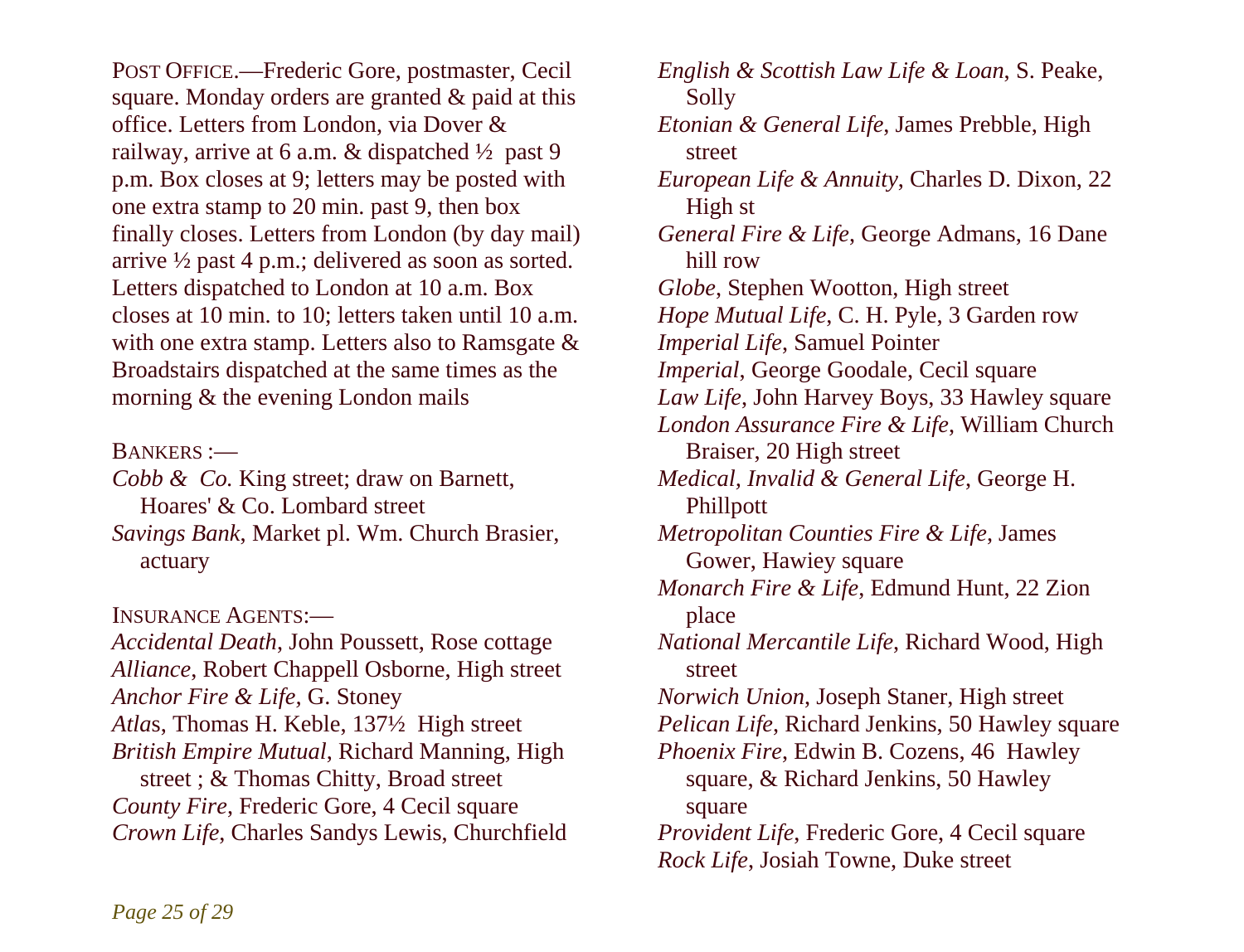POST OFFICE.—Frederic Gore, postmaster, Cecil square. Monday orders are granted & paid at this office. Letters from London, via Dover & railway, arrive at 6 a.m. & dispatched ½ past 9 p.m. Box closes at 9; letters may be posted with one extra stamp to 20 min. past 9, then box finally closes. Letters from London (by day mail) arrive ½ past 4 p.m.; delivered as soon as sorted. Letters dispatched to London at 10 a.m. Box closes at 10 min. to 10; letters taken until 10 a.m. with one extra stamp. Letters also to Ramsgate & Broadstairs dispatched at the same times as the morning & the evening London mails

BANKERS :—

*Cobb & Co.* King street; draw on Barnett, Hoares' & Co. Lombard street

*Savings Bank*, Market pl. Wm. Church Brasier, actuary

INSURANCE AGENTS:—

*Accidental Death*, John Poussett, Rose cottage

*Alliance*, Robert Chappell Osborne, High street

*Anchor Fire & Life*, G. Stoney

*Atlas*, Thomas H. Keble, 137½ High street

*British Empire Mutual*, Richard Manning, High street ; & Thomas Chitty, Broad street

*County Fire*, Frederic Gore, 4 Cecil square

*Crown Life*, Charles Sandys Lewis, Churchfield

*English & Scottish Law Life & Loan*, S. Peake, Solly

*Etonian & General Life*, James Prebble, High street

*European Life & Annuity*, Charles D. Dixon, 22 High st

*General Fire & Life*, George Admans, 16 Dane hill row

*Globe*, Stephen Wootton, High street

*Hope Mutual Life*, C. H. Pyle, 3 Garden row

*Imperial Life*, Samuel Pointer

*Imperial*, George Goodale, Cecil square

*Law Life*, John Harvey Boys, 33 Hawley square

*London Assurance Fire & Life*, William Church Braiser, 20 High street

*Medical, Invalid & General Life*, George H. Phillpott

*Metropolitan Counties Fire & Life*, James Gower, Hawiey square

*Monarch Fire & Life*, Edmund Hunt, 22 Zion place

*National Mercantile Life*, Richard Wood, High street

*Norwich Union*, Joseph Staner, High street

*Pelican Life*, Richard Jenkins, 50 Hawley square

*Phoenix Fire*, Edwin B. Cozens, 46 Hawley square, & Richard Jenkins, 50 Hawley square

*Provident Life*, Frederic Gore, 4 Cecil square

*Rock Life*, Josiah Towne, Duke street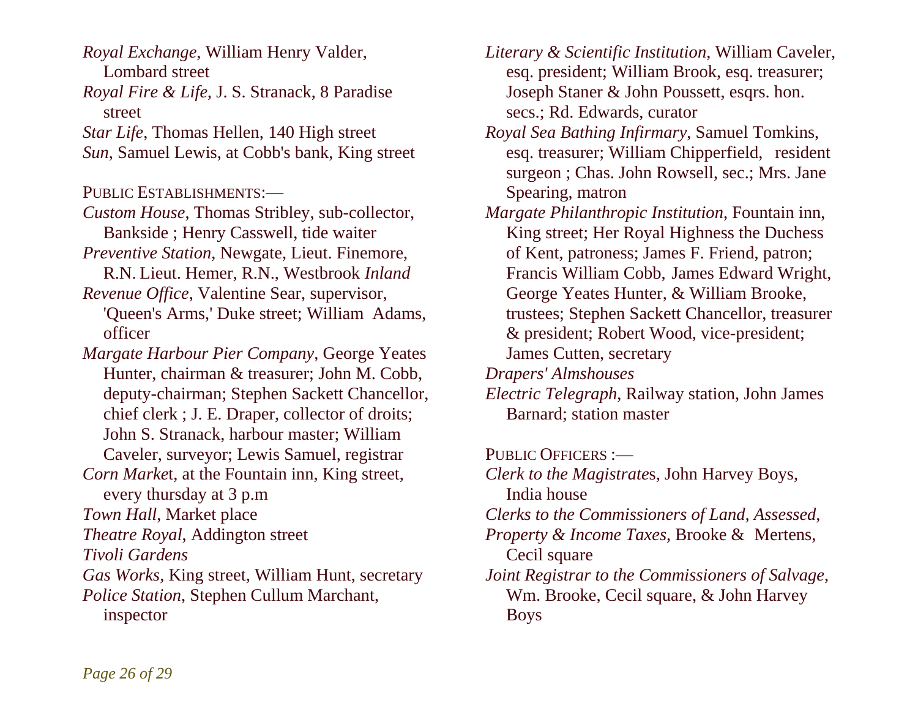*Royal Exchange*, William Henry Valder, Lombard street

*Royal Fire & Life*, J. S. Stranack, 8 Paradise street

*Star Life*, Thomas Hellen, 140 High street

*Sun*, Samuel Lewis, at Cobb's bank, King street

PUBLIC ESTABLISHMENTS:—

*Custom House*, Thomas Stribley, sub-collector, Bankside ; Henry Casswell, tide waiter

*Preventive Station*, Newgate, Lieut. Finemore, R.N. Lieut. Hemer, R.N., Westbrook *Inland*

*Revenue Office*, Valentine Sear, supervisor, 'Queen's Arms,' Duke street; William Adams, officer

*Margate Harbour Pier Company*, George Yeates Hunter, chairman & treasurer; John M. Cobb, deputy-chairman; Stephen Sackett Chancellor, chief clerk ; J. E. Draper, collector of droits; John S. Stranack, harbour master; William Caveler, surveyor; Lewis Samuel, registrar

*Corn Market*, at the Fountain inn, King street, every thursday at 3 p.m

*Town Hall*, Market place

*Theatre Royal*, Addington street

*Tivoli Gardens*

*Gas Works*, King street, William Hunt, secretary

*Police Station*, Stephen Cullum Marchant, inspector

*Literary & Scientific Institution*, William Caveler, esq. president; William Brook, esq. treasurer; Joseph Staner & John Poussett, esqrs. hon. secs.; Rd. Edwards, curator

*Royal Sea Bathing Infirmary*, Samuel Tomkins, esq. treasurer; William Chipperfield, resident surgeon ; Chas. John Rowsell, sec.; Mrs. Jane Spearing, matron

*Margate Philanthropic Institution*, Fountain inn, King street; Her Royal Highness the Duchess of Kent, patroness; James F. Friend, patron; Francis William Cobb, James Edward Wright, George Yeates Hunter, & William Brooke, trustees; Stephen Sackett Chancellor, treasurer & president; Robert Wood, vice-president; James Cutten, secretary

*Drapers' Almshouses*

*Electric Telegraph*, Railway station, John James Barnard; station master

PUBLIC OFFICERS :—

*Clerk to the Magistrates*, John Harvey Boys, India house

*Clerks to the Commissioners of Land, Assessed, Property & Income Taxes*, Brooke & Mertens, Cecil square

*Joint Registrar to the Commissioners of Salvage*, Wm. Brooke, Cecil square, & John Harvey Boys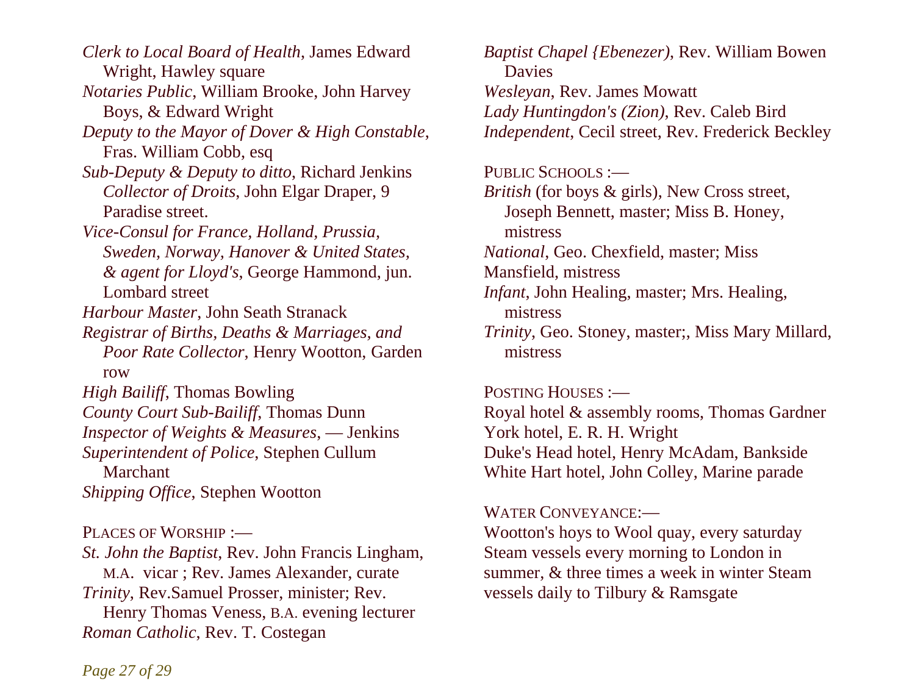*Clerk to Local Board of Health*, James Edward Wright, Hawley square

*Notaries Public*, William Brooke, John Harvey Boys, & Edward Wright

*Deputy to the Mayor of Dover & High Constable*, Fras. William Cobb, esq

*Sub-Deputy & Deputy to ditto*, Richard Jenkins *Collector of Droits*, John Elgar Draper, 9 Paradise street.

*Vice-Consul for France, Holland, Prussia, Sweden, Norway, Hanover & United States, & agent for Lloyd's*, George Hammond, jun. Lombard street

*Harbour Master*, John Seath Stranack

*Registrar of Births, Deaths & Marriages, and Poor Rate Collector*, Henry Wootton, Garden row

*High Bailiff*, Thomas Bowling

*County Court Sub-Bailiff*, Thomas Dunn

*Inspector of Weights & Measures*, — Jenkins

*Superintendent of Police*, Stephen Cullum Marchant

*Shipping Office*, Stephen Wootton

PLACES OF WORSHIP :—

*St. John the Baptist*, Rev. John Francis Lingham, M.A. vicar ; Rev. James Alexander, curate

*Trinity*, Rev.Samuel Prosser, minister; Rev. Henry Thomas Veness, B.A. evening lecturer

*Roman Catholic*, Rev. T. Costegan

*Baptist Chapel {Ebenezer)*, Rev. William Bowen Davies

*Wesleyan*, Rev. James Mowatt

*Lady Huntingdon's (Zion)*, Rev. Caleb Bird

*Independent*, Cecil street, Rev. Frederick Beckley

PUBLIC SCHOOLS :—

*British* (for boys & girls), New Cross street, Joseph Bennett, master; Miss B. Honey, mistress

*National*, Geo. Chexfield, master; Miss Mansfield, mistress

*Infant*, John Healing, master; Mrs. Healing, mistress

*Trinity*, Geo. Stoney, master;, Miss Mary Millard, mistress

POSTING HOUSES :—

Royal hotel & assembly rooms, Thomas Gardner

York hotel, E. R. H. Wright

Duke's Head hotel, Henry McAdam, Bankside

White Hart hotel, John Colley, Marine parade

WATER CONVEYANCE:—

Wootton's hoys to Wool quay, every saturday

Steam vessels every morning to London in summer, & three times a week in winter Steam vessels daily to Tilbury & Ramsgate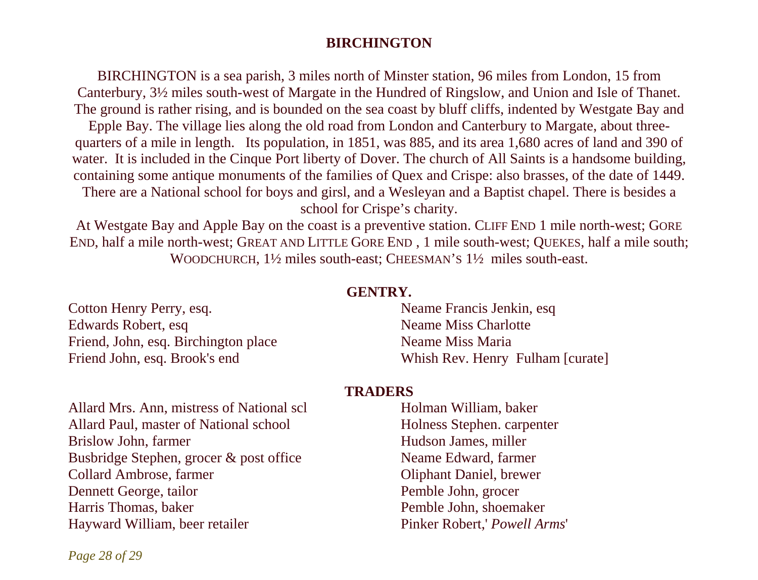# BIRCHINGTON

BIRCHINGTON is a sea parish, 3 miles north of Minster station, 96 miles from London, 15 from Canterbury, 3½ miles south-west of Margate in the Hundred of Ringslow, and Union and Isle of Thanet. The ground is rather rising, and is bounded on the sea coast by bluff cliffs, indented by Westgate Bay and Epple Bay. The village lies along the old road from London and Canterbury to Margate, about three-quarters of a mile in length. Its population, in 1851, was 885, and its area 1,680 acres of land and 390 of water. It is included in the Cinque Port liberty of Dover. The church of All Saints is a handsome building, containing some antique monuments of the families of Quex and Crispe: also brasses, of the date of 1449. There are a National school for boys and girsl, and a Wesleyan and a Baptist chapel. There is besides a school for Crispe's charity.

At Westgate Bay and Apple Bay on the coast is a preventive station. CLIFF END 1 mile north-west; GORE END, half a mile north-west; GREAT AND LITTLE GORE END , 1 mile south-west; QUEKES, half a mile south; WOODCHURCH, 1½ miles south-east; CHEESMAN'S 1½ miles south-east.

## GENTRY.

Cotton Henry Perry, esq.
Edwards Robert, esq
Friend, John, esq. Birchington place
Friend John, esq. Brook's end
Neame Francis Jenkin, esq
Neame Miss Charlotte
Neame Miss Maria
Whish Rev. Henry Fulham [curate]

## TRADERS

Allard Mrs. Ann, mistress of National scl
Allard Paul, master of National school
Brislow John, farmer
Busbridge Stephen, grocer & post office
Collard Ambrose, farmer
Dennett George, tailor
Harris Thomas, baker
Hayward William, beer retailer
Holman William, baker
Holness Stephen. carpenter
Hudson James, miller
Neame Edward, farmer
Oliphant Daniel, brewer
Pemble John, grocer
Pemble John, shoemaker
Pinker Robert,' *Powell Arms*'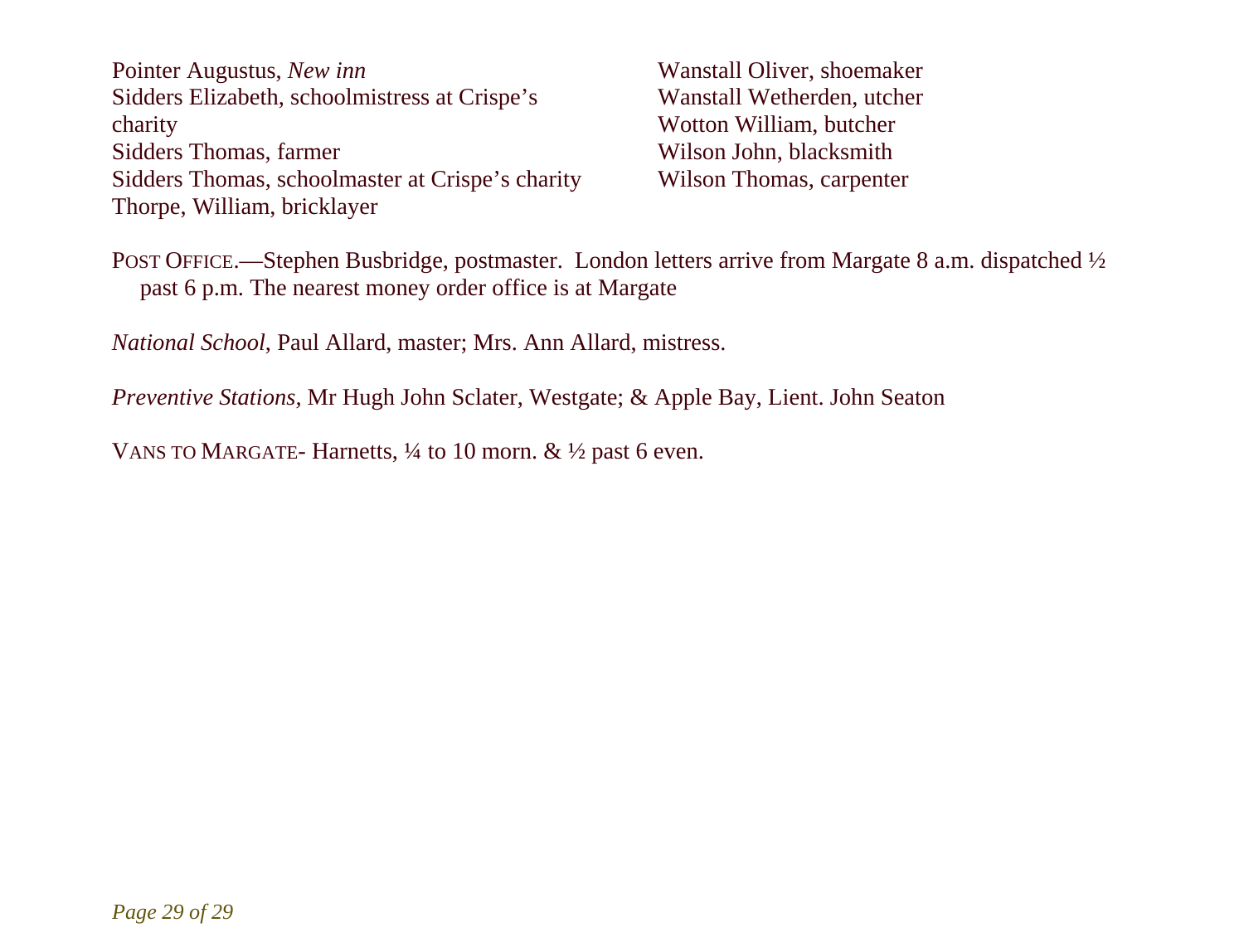Pointer Augustus, *New inn*
Sidders Elizabeth, schoolmistress at Crispe's charity
Sidders Thomas, farmer
Sidders Thomas, schoolmaster at Crispe's charity
Thorpe, William, bricklayer
Wanstall Oliver, shoemaker
Wanstall Wetherden, utcher
Wotton William, butcher
Wilson John, blacksmith
Wilson Thomas, carpenter

POST OFFICE.—Stephen Busbridge, postmaster. London letters arrive from Margate 8 a.m. dispatched ½ past 6 p.m. The nearest money order office is at Margate

*National School*, Paul Allard, master; Mrs. Ann Allard, mistress.

*Preventive Stations*, Mr Hugh John Sclater, Westgate; & Apple Bay, Lient. John Seaton

VANS TO MARGATE- Harnetts, ¼ to 10 morn. & ½ past 6 even.